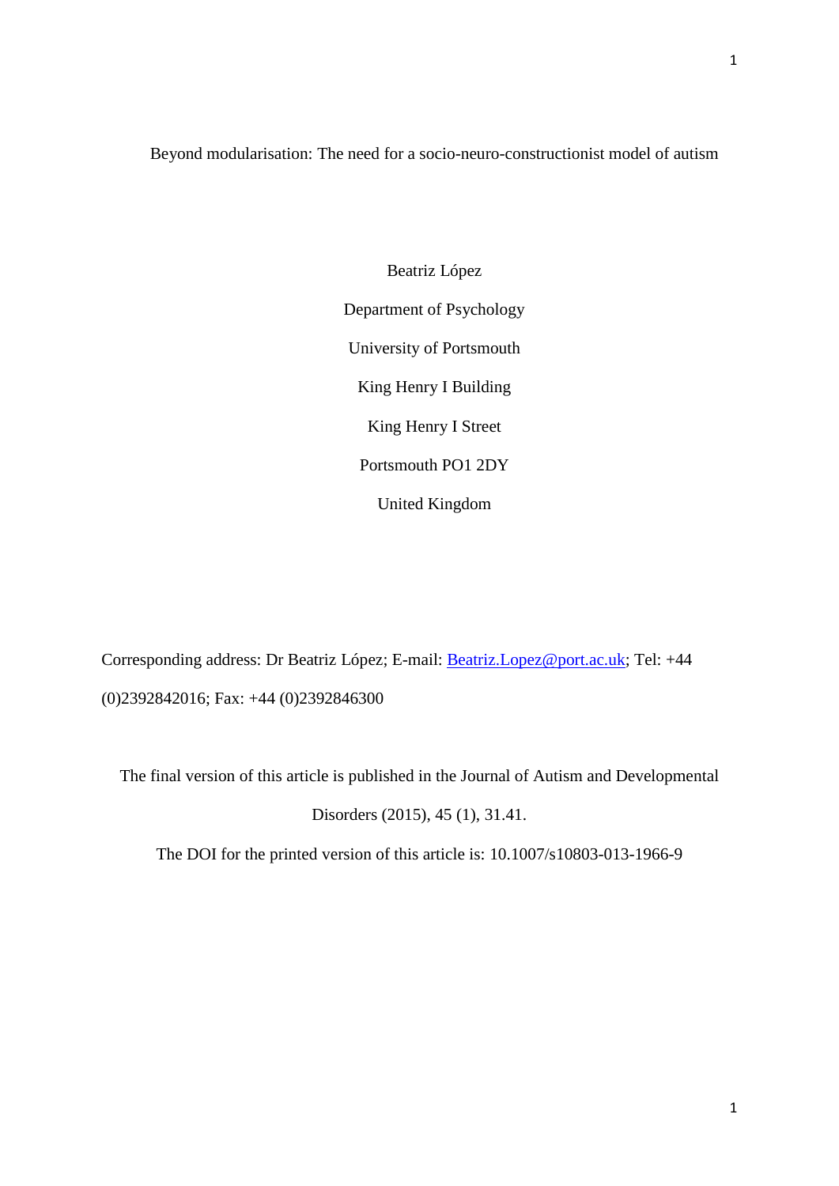# Beyond modularisation: The need for a socio-neuro-constructionist model of autism

Beatriz López

Department of Psychology

University of Portsmouth

King Henry I Building

King Henry I Street

Portsmouth PO1 2DY

United Kingdom

Corresponding address: Dr Beatriz López; E-mail: Beatriz.Lopez@port.ac.uk; Tel: +44 (0)2392842016; Fax: +44 (0)2392846300

The final version of this article is published in the Journal of Autism and Developmental Disorders (2015), 45 (1), 31.41.

The DOI for the printed version of this article is: 10.1007/s10803-013-1966-9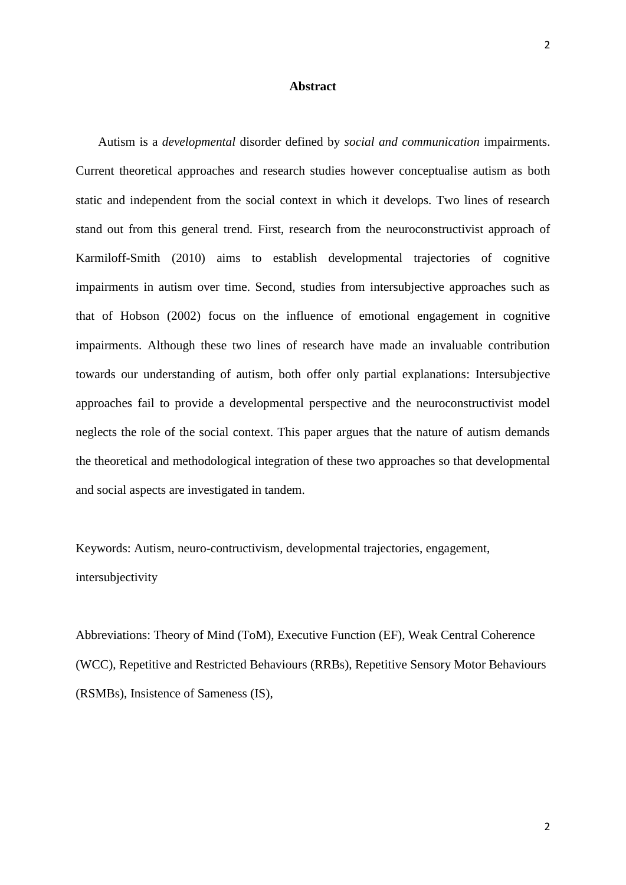## Abstract

Autism is a *developmental* disorder defined by *social and communication* impairments. Current theoretical approaches and research studies however conceptualise autism as both static and independent from the social context in which it develops. Two lines of research stand out from this general trend. First, research from the neuroconstructivist approach of Karmiloff-Smith (2010) aims to establish developmental trajectories of cognitive impairments in autism over time. Second, studies from intersubjective approaches such as that of Hobson (2002) focus on the influence of emotional engagement in cognitive impairments. Although these two lines of research have made an invaluable contribution towards our understanding of autism, both offer only partial explanations: Intersubjective approaches fail to provide a developmental perspective and the neuroconstructivist model neglects the role of the social context. This paper argues that the nature of autism demands the theoretical and methodological integration of these two approaches so that developmental and social aspects are investigated in tandem.

Keywords: Autism, neuro-contructivism, developmental trajectories, engagement, intersubjectivity

Abbreviations: Theory of Mind (ToM), Executive Function (EF), Weak Central Coherence (WCC), Repetitive and Restricted Behaviours (RRBs), Repetitive Sensory Motor Behaviours (RSMBs), Insistence of Sameness (IS),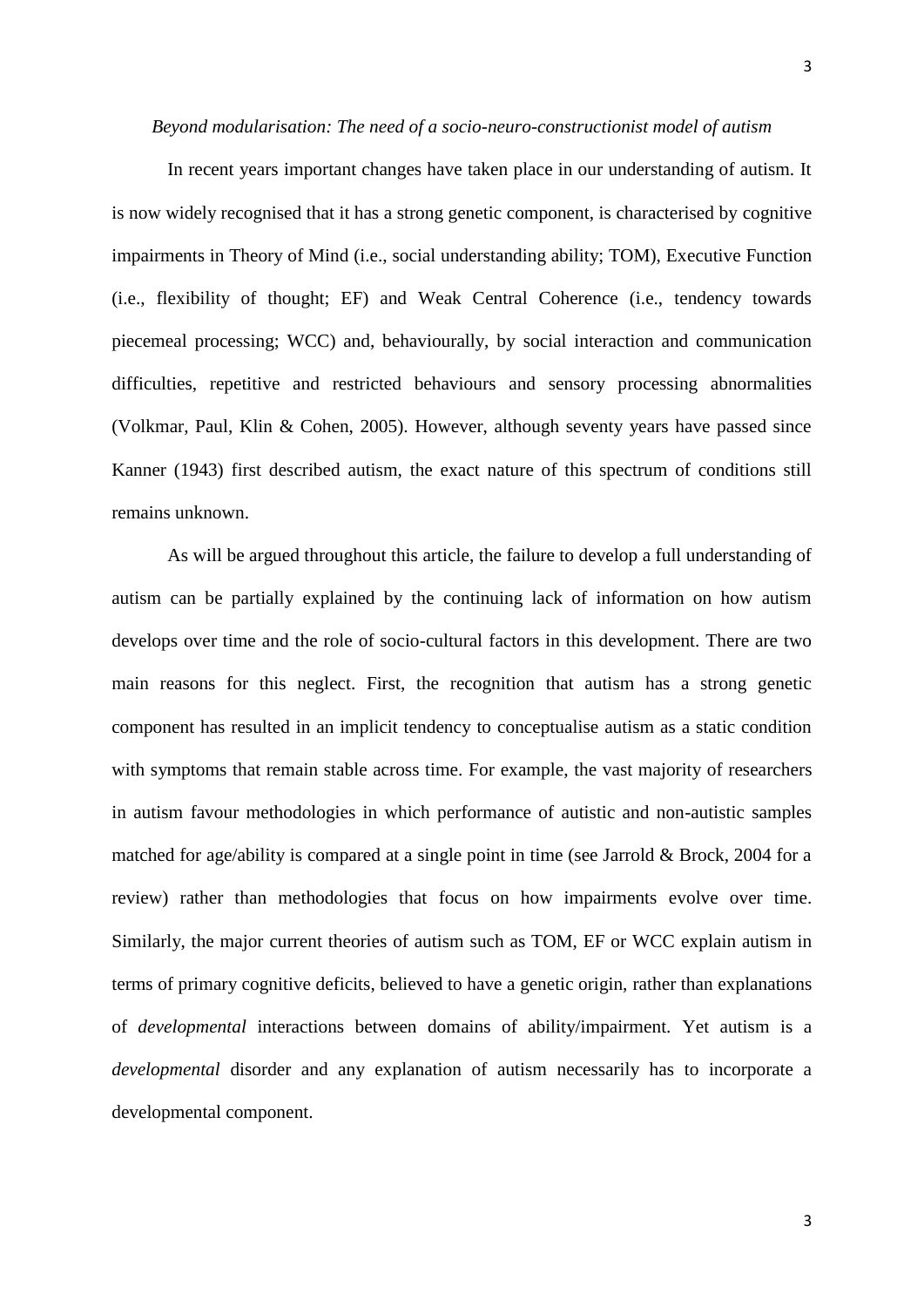*Beyond modularisation: The need of a socio-neuro-constructionist model of autism*

In recent years important changes have taken place in our understanding of autism. It is now widely recognised that it has a strong genetic component, is characterised by cognitive impairments in Theory of Mind (i.e., social understanding ability; TOM), Executive Function (i.e., flexibility of thought; EF) and Weak Central Coherence (i.e., tendency towards piecemeal processing; WCC) and, behaviourally, by social interaction and communication difficulties, repetitive and restricted behaviours and sensory processing abnormalities (Volkmar, Paul, Klin & Cohen, 2005). However, although seventy years have passed since Kanner (1943) first described autism, the exact nature of this spectrum of conditions still remains unknown.

As will be argued throughout this article, the failure to develop a full understanding of autism can be partially explained by the continuing lack of information on how autism develops over time and the role of socio-cultural factors in this development. There are two main reasons for this neglect. First, the recognition that autism has a strong genetic component has resulted in an implicit tendency to conceptualise autism as a static condition with symptoms that remain stable across time. For example, the vast majority of researchers in autism favour methodologies in which performance of autistic and non-autistic samples matched for age/ability is compared at a single point in time (see Jarrold & Brock, 2004 for a review) rather than methodologies that focus on how impairments evolve over time. Similarly, the major current theories of autism such as TOM, EF or WCC explain autism in terms of primary cognitive deficits, believed to have a genetic origin, rather than explanations of *developmental* interactions between domains of ability/impairment. Yet autism is a *developmental* disorder and any explanation of autism necessarily has to incorporate a developmental component.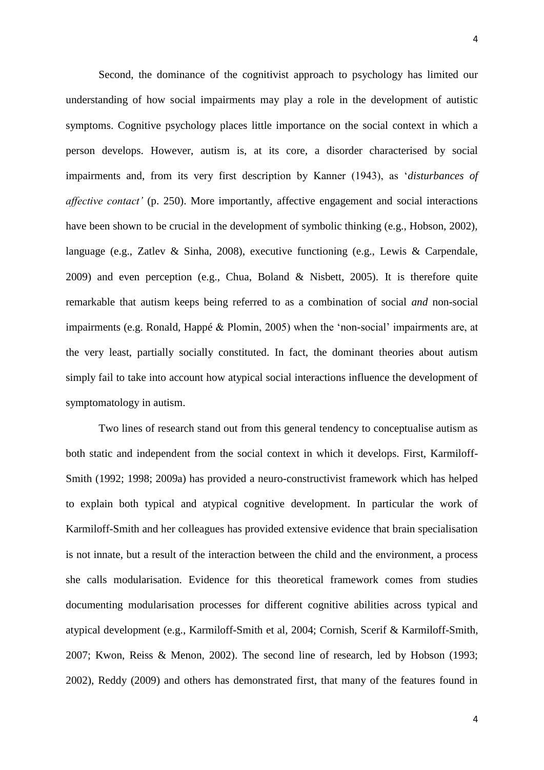Second, the dominance of the cognitivist approach to psychology has limited our understanding of how social impairments may play a role in the development of autistic symptoms. Cognitive psychology places little importance on the social context in which a person develops. However, autism is, at its core, a disorder characterised by social impairments and, from its very first description by Kanner (1943), as '*disturbances of affective contact'* (p. 250). More importantly, affective engagement and social interactions have been shown to be crucial in the development of symbolic thinking (e.g., Hobson, 2002), language (e.g., Zatlev & Sinha, 2008), executive functioning (e.g., Lewis & Carpendale, 2009) and even perception (e.g., Chua, Boland & Nisbett, 2005). It is therefore quite remarkable that autism keeps being referred to as a combination of social *and* non-social impairments (e.g. Ronald, Happé & Plomin, 2005) when the 'non-social' impairments are, at the very least, partially socially constituted. In fact, the dominant theories about autism simply fail to take into account how atypical social interactions influence the development of symptomatology in autism.

Two lines of research stand out from this general tendency to conceptualise autism as both static and independent from the social context in which it develops. First, Karmiloff-Smith (1992; 1998; 2009a) has provided a neuro-constructivist framework which has helped to explain both typical and atypical cognitive development. In particular the work of Karmiloff-Smith and her colleagues has provided extensive evidence that brain specialisation is not innate, but a result of the interaction between the child and the environment, a process she calls modularisation. Evidence for this theoretical framework comes from studies documenting modularisation processes for different cognitive abilities across typical and atypical development (e.g., Karmiloff-Smith et al, 2004; Cornish, Scerif & Karmiloff-Smith, 2007; Kwon, Reiss & Menon, 2002). The second line of research, led by Hobson (1993; 2002), Reddy (2009) and others has demonstrated first, that many of the features found in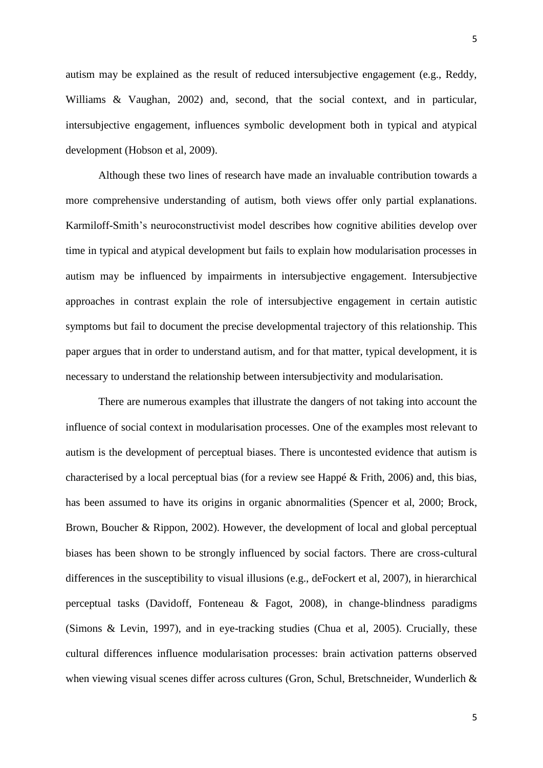autism may be explained as the result of reduced intersubjective engagement (e.g., Reddy, Williams & Vaughan, 2002) and, second, that the social context, and in particular, intersubjective engagement, influences symbolic development both in typical and atypical development (Hobson et al, 2009).

Although these two lines of research have made an invaluable contribution towards a more comprehensive understanding of autism, both views offer only partial explanations. Karmiloff-Smith's neuroconstructivist model describes how cognitive abilities develop over time in typical and atypical development but fails to explain how modularisation processes in autism may be influenced by impairments in intersubjective engagement. Intersubjective approaches in contrast explain the role of intersubjective engagement in certain autistic symptoms but fail to document the precise developmental trajectory of this relationship. This paper argues that in order to understand autism, and for that matter, typical development, it is necessary to understand the relationship between intersubjectivity and modularisation.

There are numerous examples that illustrate the dangers of not taking into account the influence of social context in modularisation processes. One of the examples most relevant to autism is the development of perceptual biases. There is uncontested evidence that autism is characterised by a local perceptual bias (for a review see Happé & Frith, 2006) and, this bias, has been assumed to have its origins in organic abnormalities (Spencer et al, 2000; Brock, Brown, Boucher & Rippon, 2002). However, the development of local and global perceptual biases has been shown to be strongly influenced by social factors. There are cross-cultural differences in the susceptibility to visual illusions (e.g., deFockert et al, 2007), in hierarchical perceptual tasks (Davidoff, Fonteneau & Fagot, 2008), in change-blindness paradigms (Simons & Levin, 1997), and in eye-tracking studies (Chua et al, 2005). Crucially, these cultural differences influence modularisation processes: brain activation patterns observed when viewing visual scenes differ across cultures (Gron, Schul, Bretschneider, Wunderlich &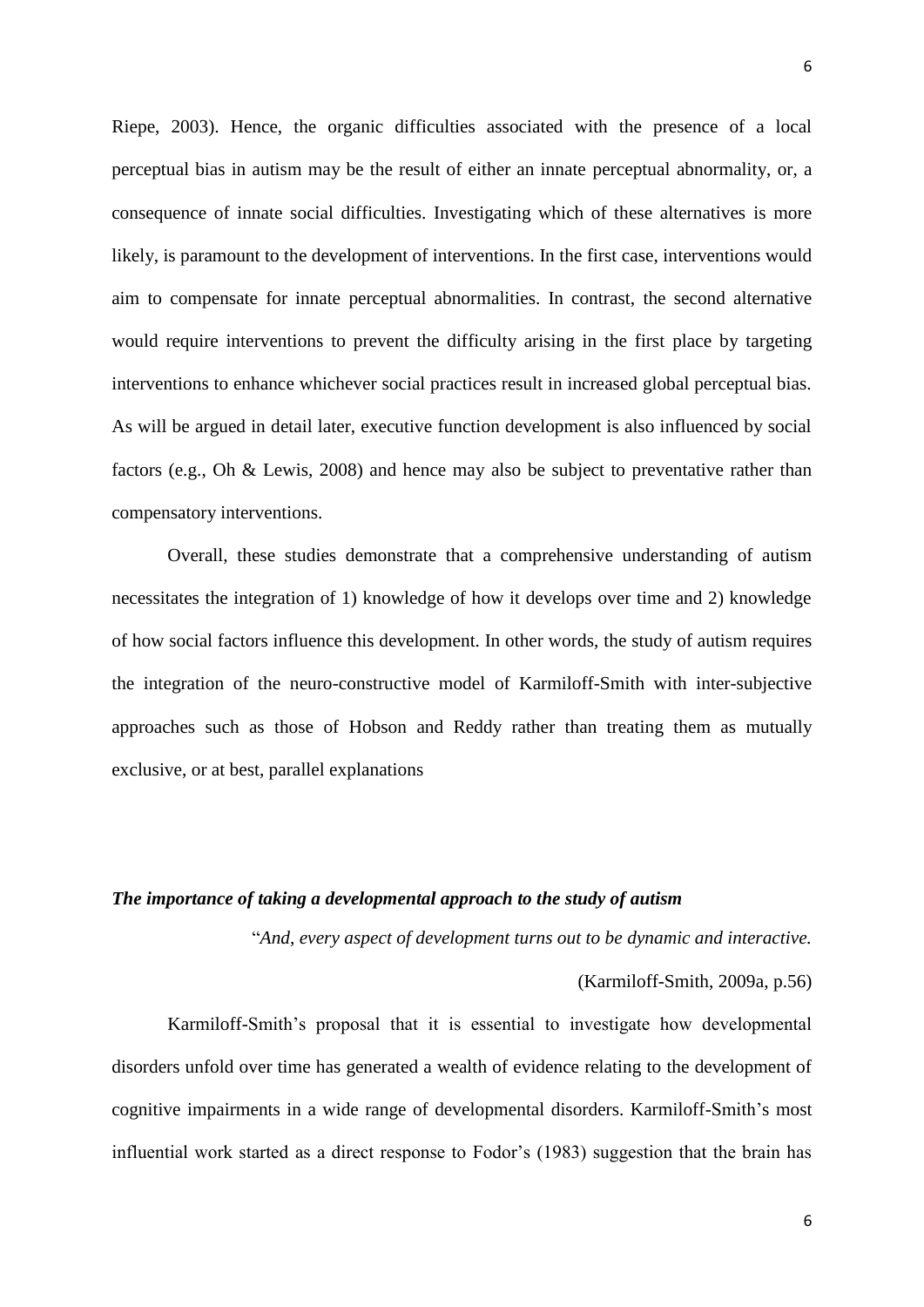Riepe, 2003). Hence, the organic difficulties associated with the presence of a local perceptual bias in autism may be the result of either an innate perceptual abnormality, or, a consequence of innate social difficulties. Investigating which of these alternatives is more likely, is paramount to the development of interventions. In the first case, interventions would aim to compensate for innate perceptual abnormalities. In contrast, the second alternative would require interventions to prevent the difficulty arising in the first place by targeting interventions to enhance whichever social practices result in increased global perceptual bias. As will be argued in detail later, executive function development is also influenced by social factors (e.g., Oh & Lewis, 2008) and hence may also be subject to preventative rather than compensatory interventions.

Overall, these studies demonstrate that a comprehensive understanding of autism necessitates the integration of 1) knowledge of how it develops over time and 2) knowledge of how social factors influence this development. In other words, the study of autism requires the integration of the neuro-constructive model of Karmiloff-Smith with inter-subjective approaches such as those of Hobson and Reddy rather than treating them as mutually exclusive, or at best, parallel explanations

### *The importance of taking a developmental approach to the study of autism*

"*And, every aspect of development turns out to be dynamic and interactive.*

(Karmiloff-Smith, 2009a, p.56)

Karmiloff-Smith's proposal that it is essential to investigate how developmental disorders unfold over time has generated a wealth of evidence relating to the development of cognitive impairments in a wide range of developmental disorders. Karmiloff-Smith's most influential work started as a direct response to Fodor's (1983) suggestion that the brain has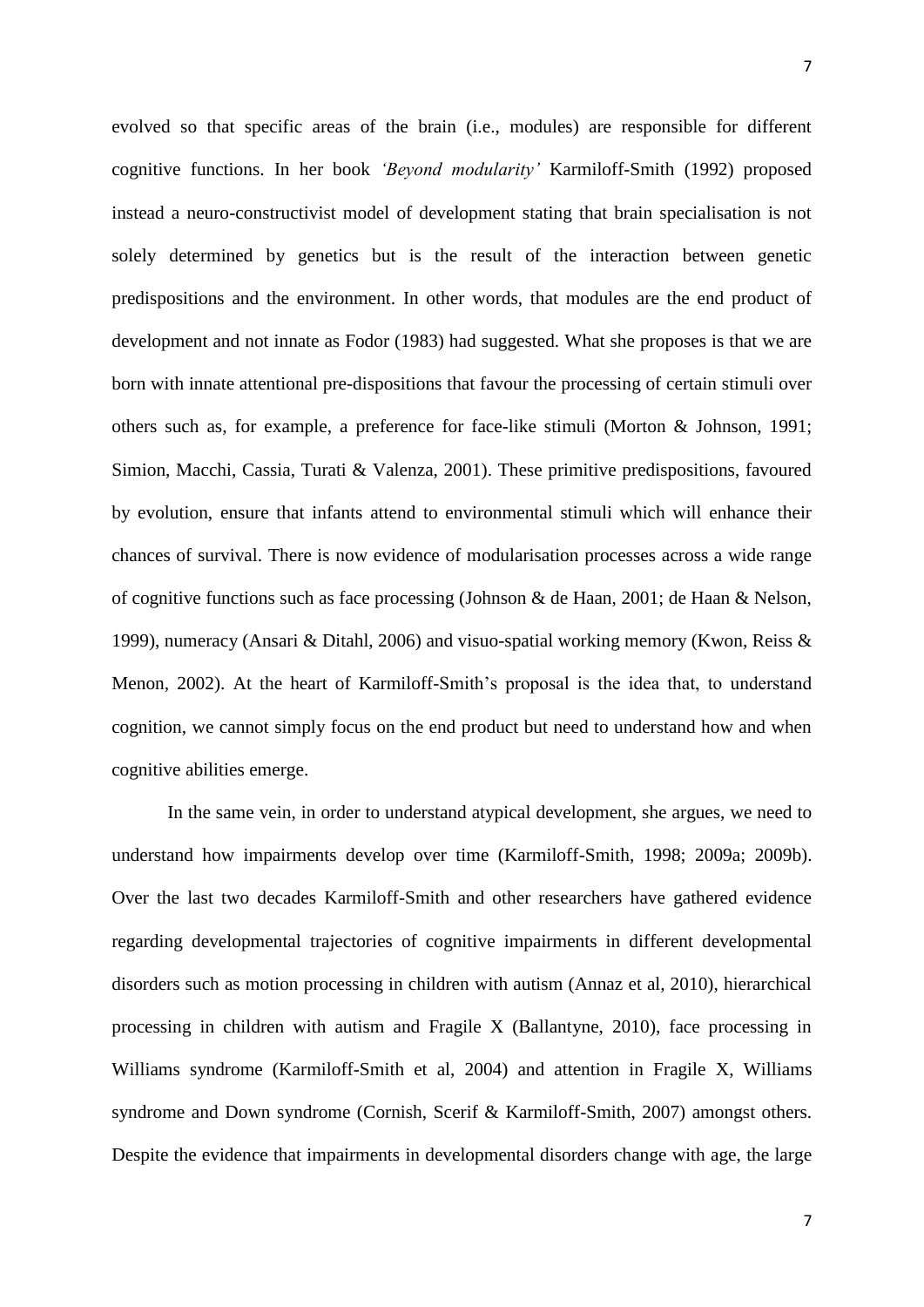evolved so that specific areas of the brain (i.e., modules) are responsible for different cognitive functions. In her book *'Beyond modularity'* Karmiloff-Smith (1992) proposed instead a neuro-constructivist model of development stating that brain specialisation is not solely determined by genetics but is the result of the interaction between genetic predispositions and the environment. In other words, that modules are the end product of development and not innate as Fodor (1983) had suggested. What she proposes is that we are born with innate attentional pre-dispositions that favour the processing of certain stimuli over others such as, for example, a preference for face-like stimuli (Morton & Johnson, 1991; Simion, Macchi, Cassia, Turati & Valenza, 2001). These primitive predispositions, favoured by evolution, ensure that infants attend to environmental stimuli which will enhance their chances of survival. There is now evidence of modularisation processes across a wide range of cognitive functions such as face processing (Johnson & de Haan, 2001; de Haan & Nelson, 1999), numeracy (Ansari & Ditahl, 2006) and visuo-spatial working memory (Kwon, Reiss & Menon, 2002). At the heart of Karmiloff-Smith's proposal is the idea that, to understand cognition, we cannot simply focus on the end product but need to understand how and when cognitive abilities emerge.

In the same vein, in order to understand atypical development, she argues, we need to understand how impairments develop over time (Karmiloff-Smith, 1998; 2009a; 2009b). Over the last two decades Karmiloff-Smith and other researchers have gathered evidence regarding developmental trajectories of cognitive impairments in different developmental disorders such as motion processing in children with autism (Annaz et al, 2010), hierarchical processing in children with autism and Fragile X (Ballantyne, 2010), face processing in Williams syndrome (Karmiloff-Smith et al, 2004) and attention in Fragile X, Williams syndrome and Down syndrome (Cornish, Scerif & Karmiloff-Smith, 2007) amongst others. Despite the evidence that impairments in developmental disorders change with age, the large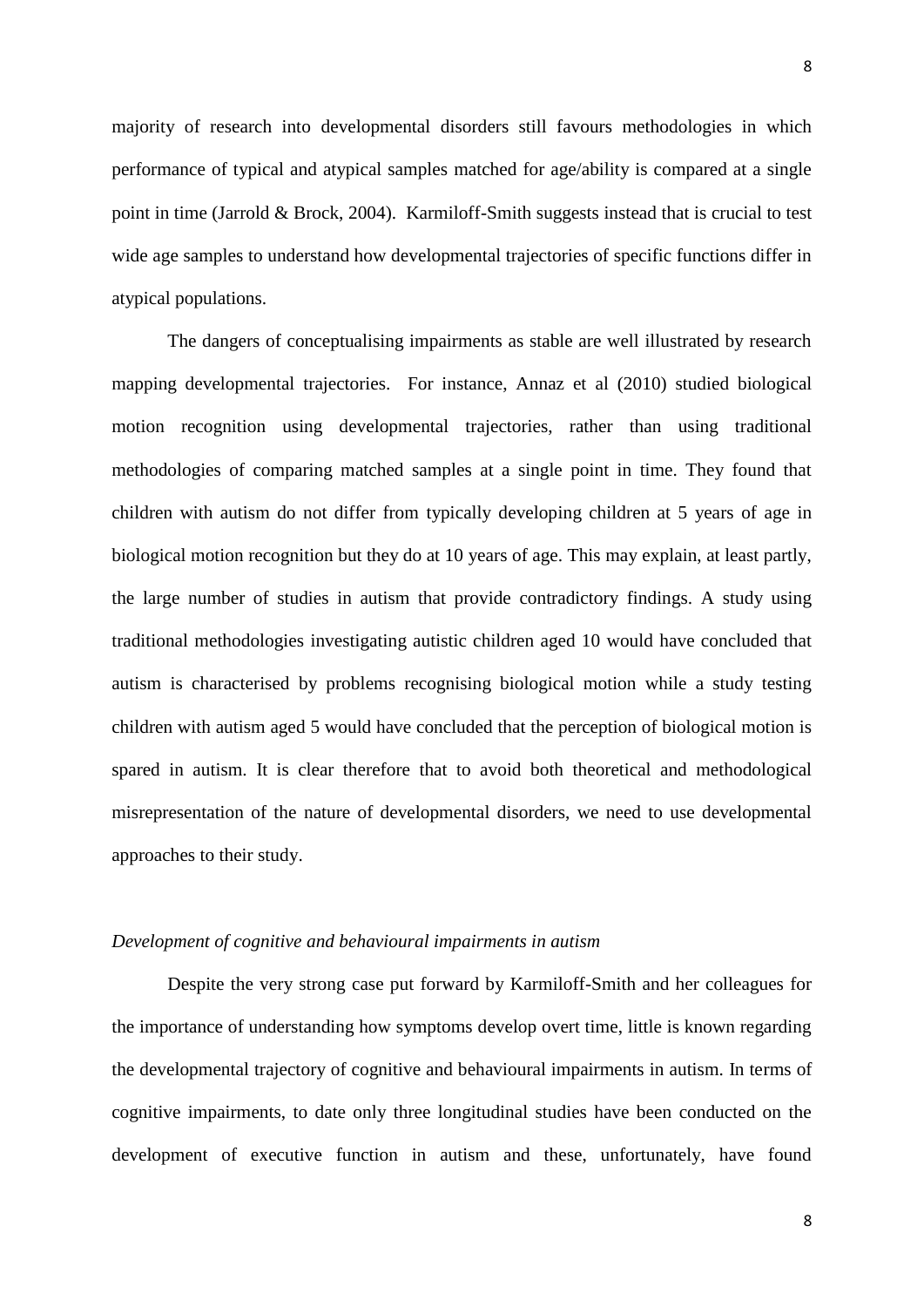majority of research into developmental disorders still favours methodologies in which performance of typical and atypical samples matched for age/ability is compared at a single point in time (Jarrold & Brock, 2004). Karmiloff-Smith suggests instead that is crucial to test wide age samples to understand how developmental trajectories of specific functions differ in atypical populations.

The dangers of conceptualising impairments as stable are well illustrated by research mapping developmental trajectories. For instance, Annaz et al (2010) studied biological motion recognition using developmental trajectories, rather than using traditional methodologies of comparing matched samples at a single point in time. They found that children with autism do not differ from typically developing children at 5 years of age in biological motion recognition but they do at 10 years of age. This may explain, at least partly, the large number of studies in autism that provide contradictory findings. A study using traditional methodologies investigating autistic children aged 10 would have concluded that autism is characterised by problems recognising biological motion while a study testing children with autism aged 5 would have concluded that the perception of biological motion is spared in autism. It is clear therefore that to avoid both theoretical and methodological misrepresentation of the nature of developmental disorders, we need to use developmental approaches to their study.

*Development of cognitive and behavioural impairments in autism*

Despite the very strong case put forward by Karmiloff-Smith and her colleagues for the importance of understanding how symptoms develop overt time, little is known regarding the developmental trajectory of cognitive and behavioural impairments in autism. In terms of cognitive impairments, to date only three longitudinal studies have been conducted on the development of executive function in autism and these, unfortunately, have found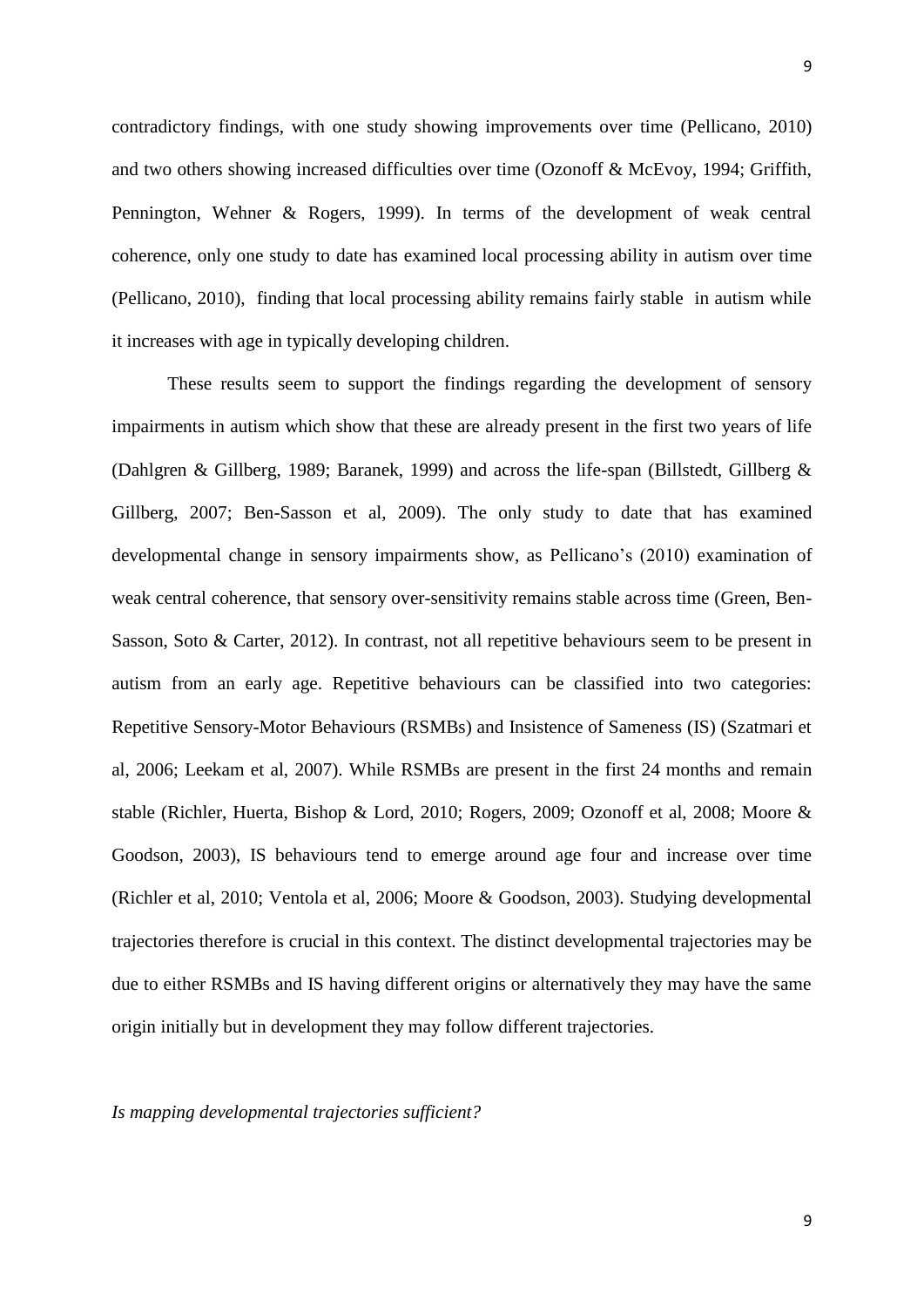contradictory findings, with one study showing improvements over time (Pellicano, 2010) and two others showing increased difficulties over time (Ozonoff & McEvoy, 1994; Griffith, Pennington, Wehner & Rogers, 1999). In terms of the development of weak central coherence, only one study to date has examined local processing ability in autism over time (Pellicano, 2010), finding that local processing ability remains fairly stable in autism while it increases with age in typically developing children.

These results seem to support the findings regarding the development of sensory impairments in autism which show that these are already present in the first two years of life (Dahlgren & Gillberg, 1989; Baranek, 1999) and across the life-span (Billstedt, Gillberg & Gillberg, 2007; Ben-Sasson et al, 2009). The only study to date that has examined developmental change in sensory impairments show, as Pellicano's (2010) examination of weak central coherence, that sensory over-sensitivity remains stable across time (Green, Ben-Sasson, Soto & Carter, 2012). In contrast, not all repetitive behaviours seem to be present in autism from an early age. Repetitive behaviours can be classified into two categories: Repetitive Sensory-Motor Behaviours (RSMBs) and Insistence of Sameness (IS) (Szatmari et al, 2006; Leekam et al, 2007). While RSMBs are present in the first 24 months and remain stable (Richler, Huerta, Bishop & Lord, 2010; Rogers, 2009; Ozonoff et al, 2008; Moore & Goodson, 2003), IS behaviours tend to emerge around age four and increase over time (Richler et al, 2010; Ventola et al, 2006; Moore & Goodson, 2003). Studying developmental trajectories therefore is crucial in this context. The distinct developmental trajectories may be due to either RSMBs and IS having different origins or alternatively they may have the same origin initially but in development they may follow different trajectories.

*Is mapping developmental trajectories sufficient?*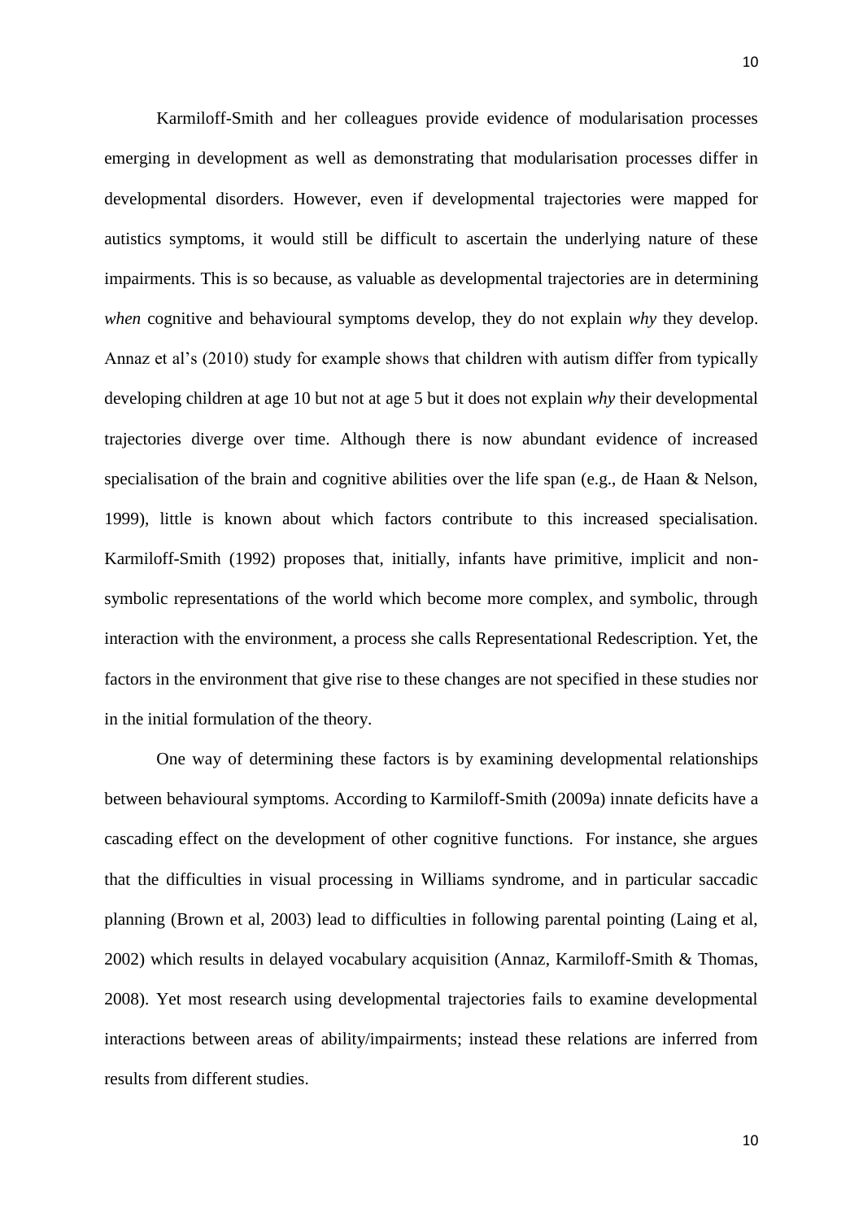Karmiloff-Smith and her colleagues provide evidence of modularisation processes emerging in development as well as demonstrating that modularisation processes differ in developmental disorders. However, even if developmental trajectories were mapped for autistics symptoms, it would still be difficult to ascertain the underlying nature of these impairments. This is so because, as valuable as developmental trajectories are in determining *when* cognitive and behavioural symptoms develop, they do not explain *why* they develop. Annaz et al's (2010) study for example shows that children with autism differ from typically developing children at age 10 but not at age 5 but it does not explain *why* their developmental trajectories diverge over time. Although there is now abundant evidence of increased specialisation of the brain and cognitive abilities over the life span (e.g., de Haan & Nelson, 1999), little is known about which factors contribute to this increased specialisation. Karmiloff-Smith (1992) proposes that, initially, infants have primitive, implicit and non-symbolic representations of the world which become more complex, and symbolic, through interaction with the environment, a process she calls Representational Redescription. Yet, the factors in the environment that give rise to these changes are not specified in these studies nor in the initial formulation of the theory.

One way of determining these factors is by examining developmental relationships between behavioural symptoms. According to Karmiloff-Smith (2009a) innate deficits have a cascading effect on the development of other cognitive functions. For instance, she argues that the difficulties in visual processing in Williams syndrome, and in particular saccadic planning (Brown et al, 2003) lead to difficulties in following parental pointing (Laing et al, 2002) which results in delayed vocabulary acquisition (Annaz, Karmiloff-Smith & Thomas, 2008). Yet most research using developmental trajectories fails to examine developmental interactions between areas of ability/impairments; instead these relations are inferred from results from different studies.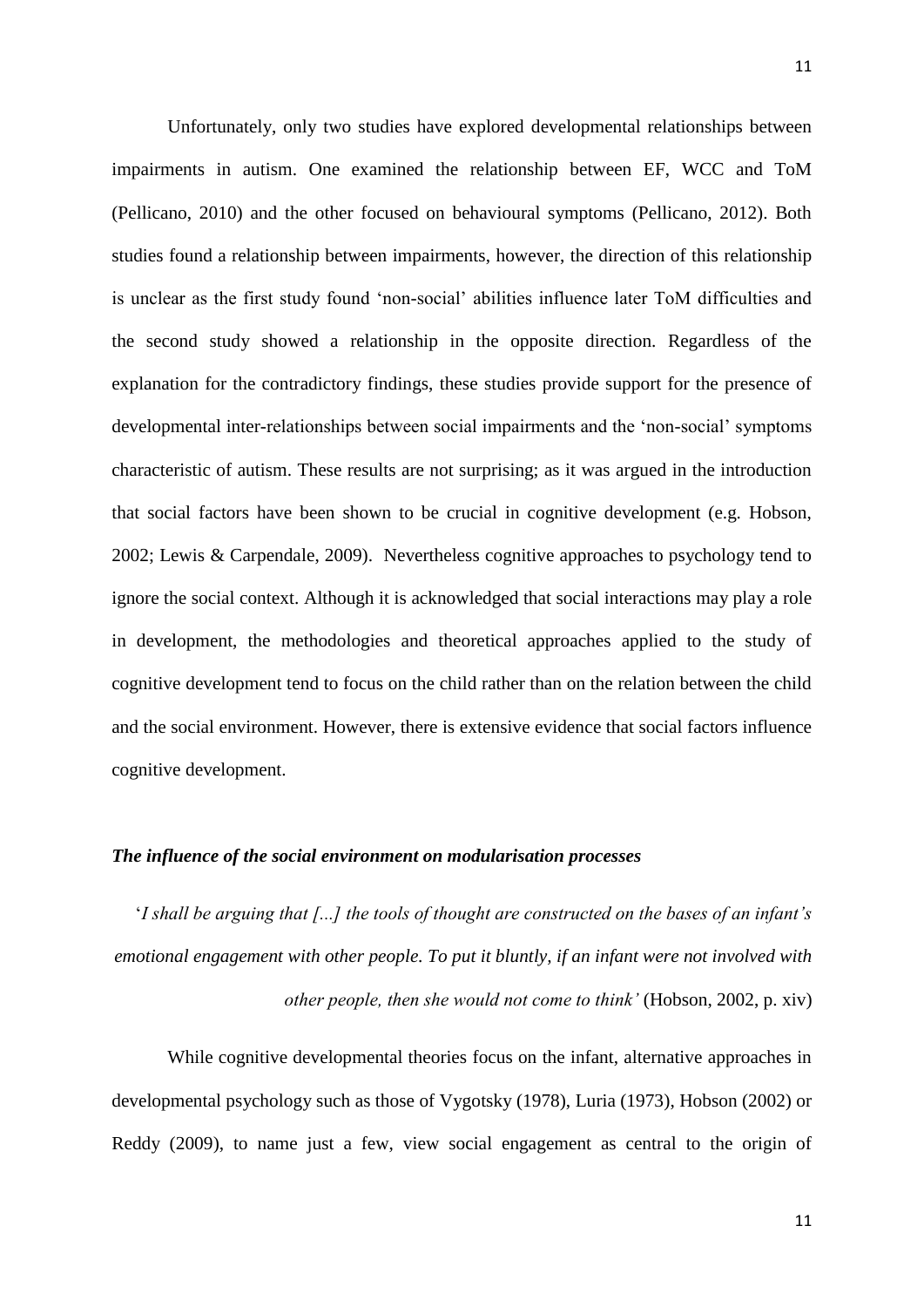Unfortunately, only two studies have explored developmental relationships between impairments in autism. One examined the relationship between EF, WCC and ToM (Pellicano, 2010) and the other focused on behavioural symptoms (Pellicano, 2012). Both studies found a relationship between impairments, however, the direction of this relationship is unclear as the first study found 'non-social' abilities influence later ToM difficulties and the second study showed a relationship in the opposite direction. Regardless of the explanation for the contradictory findings, these studies provide support for the presence of developmental inter-relationships between social impairments and the 'non-social' symptoms characteristic of autism. These results are not surprising; as it was argued in the introduction that social factors have been shown to be crucial in cognitive development (e.g. Hobson, 2002; Lewis & Carpendale, 2009). Nevertheless cognitive approaches to psychology tend to ignore the social context. Although it is acknowledged that social interactions may play a role in development, the methodologies and theoretical approaches applied to the study of cognitive development tend to focus on the child rather than on the relation between the child and the social environment. However, there is extensive evidence that social factors influence cognitive development.

### *The influence of the social environment on modularisation processes*

'*I shall be arguing that [...] the tools of thought are constructed on the bases of an infant's emotional engagement with other people. To put it bluntly, if an infant were not involved with other people, then she would not come to think'* (Hobson, 2002, p. xiv)

While cognitive developmental theories focus on the infant, alternative approaches in developmental psychology such as those of Vygotsky (1978), Luria (1973), Hobson (2002) or Reddy (2009), to name just a few, view social engagement as central to the origin of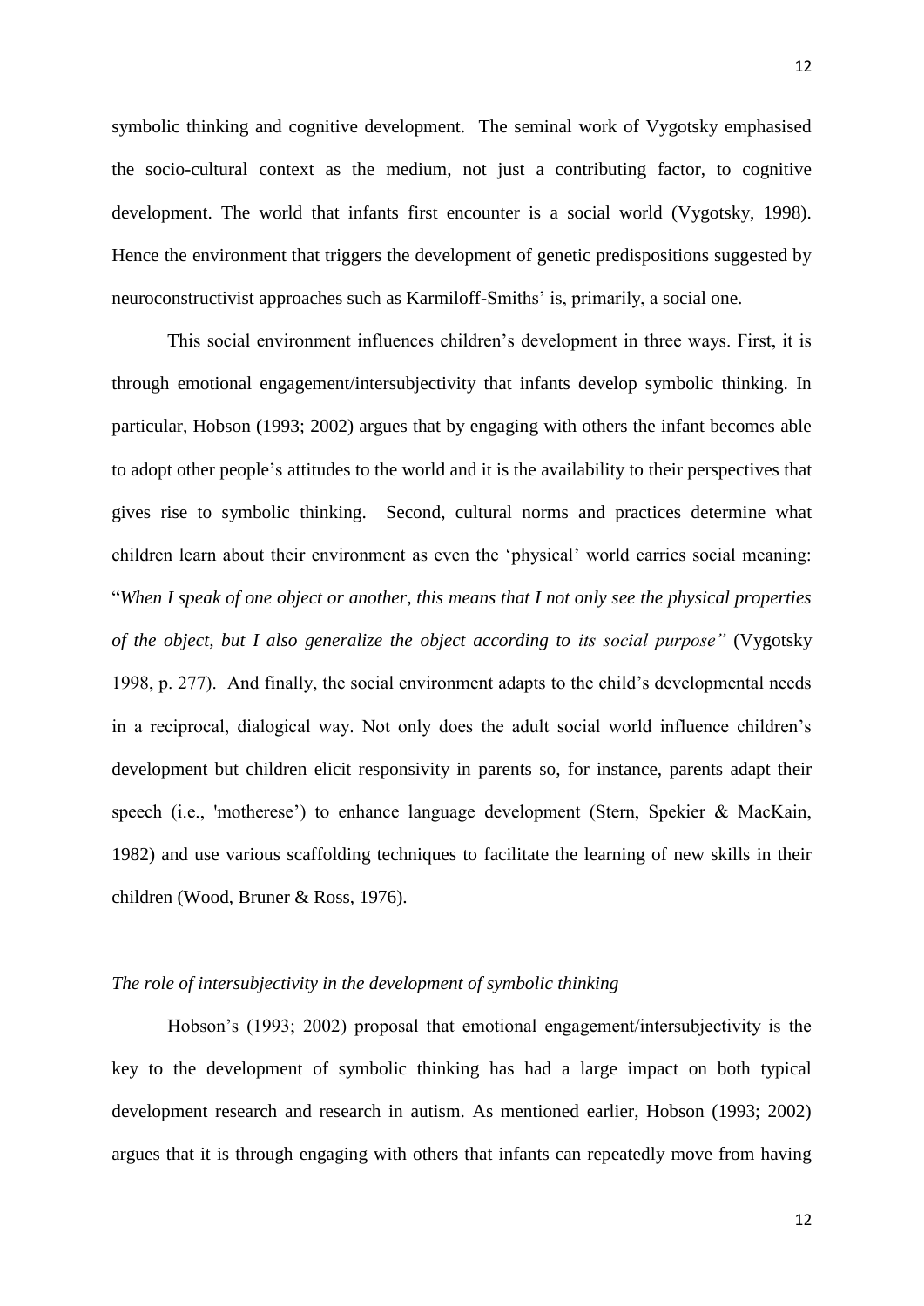symbolic thinking and cognitive development. The seminal work of Vygotsky emphasised the socio-cultural context as the medium, not just a contributing factor, to cognitive development. The world that infants first encounter is a social world (Vygotsky, 1998). Hence the environment that triggers the development of genetic predispositions suggested by neuroconstructivist approaches such as Karmiloff-Smiths' is, primarily, a social one.

This social environment influences children's development in three ways. First, it is through emotional engagement/intersubjectivity that infants develop symbolic thinking. In particular, Hobson (1993; 2002) argues that by engaging with others the infant becomes able to adopt other people's attitudes to the world and it is the availability to their perspectives that gives rise to symbolic thinking. Second, cultural norms and practices determine what children learn about their environment as even the 'physical' world carries social meaning: "*When I speak of one object or another, this means that I not only see the physical properties of the object, but I also generalize the object according to its social purpose"* (Vygotsky 1998, p. 277). And finally, the social environment adapts to the child's developmental needs in a reciprocal, dialogical way. Not only does the adult social world influence children's development but children elicit responsivity in parents so, for instance, parents adapt their speech (i.e., 'motherese') to enhance language development (Stern, Spekier & MacKain, 1982) and use various scaffolding techniques to facilitate the learning of new skills in their children (Wood, Bruner & Ross, 1976).

*The role of intersubjectivity in the development of symbolic thinking*

Hobson's (1993; 2002) proposal that emotional engagement/intersubjectivity is the key to the development of symbolic thinking has had a large impact on both typical development research and research in autism. As mentioned earlier, Hobson (1993; 2002) argues that it is through engaging with others that infants can repeatedly move from having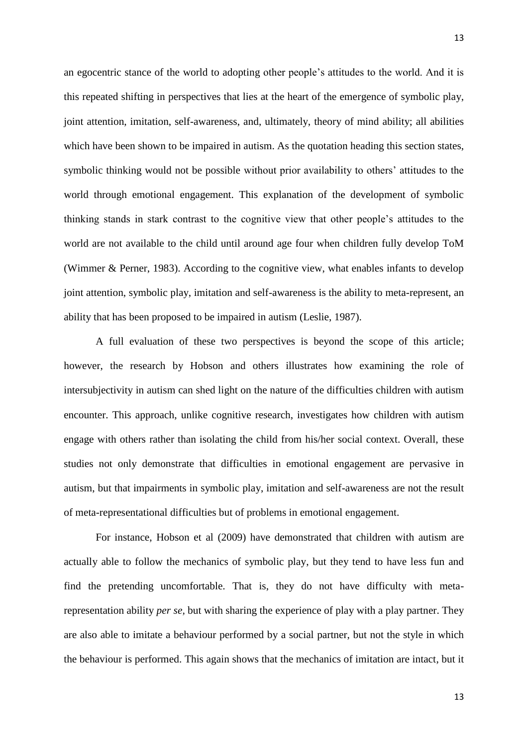an egocentric stance of the world to adopting other people's attitudes to the world. And it is this repeated shifting in perspectives that lies at the heart of the emergence of symbolic play, joint attention, imitation, self-awareness, and, ultimately, theory of mind ability; all abilities which have been shown to be impaired in autism. As the quotation heading this section states, symbolic thinking would not be possible without prior availability to others' attitudes to the world through emotional engagement. This explanation of the development of symbolic thinking stands in stark contrast to the cognitive view that other people's attitudes to the world are not available to the child until around age four when children fully develop ToM (Wimmer & Perner, 1983). According to the cognitive view, what enables infants to develop joint attention, symbolic play, imitation and self-awareness is the ability to meta-represent, an ability that has been proposed to be impaired in autism (Leslie, 1987).

A full evaluation of these two perspectives is beyond the scope of this article; however, the research by Hobson and others illustrates how examining the role of intersubjectivity in autism can shed light on the nature of the difficulties children with autism encounter. This approach, unlike cognitive research, investigates how children with autism engage with others rather than isolating the child from his/her social context. Overall, these studies not only demonstrate that difficulties in emotional engagement are pervasive in autism, but that impairments in symbolic play, imitation and self-awareness are not the result of meta-representational difficulties but of problems in emotional engagement.

For instance, Hobson et al (2009) have demonstrated that children with autism are actually able to follow the mechanics of symbolic play, but they tend to have less fun and find the pretending uncomfortable. That is, they do not have difficulty with meta-representation ability *per se*, but with sharing the experience of play with a play partner. They are also able to imitate a behaviour performed by a social partner, but not the style in which the behaviour is performed. This again shows that the mechanics of imitation are intact, but it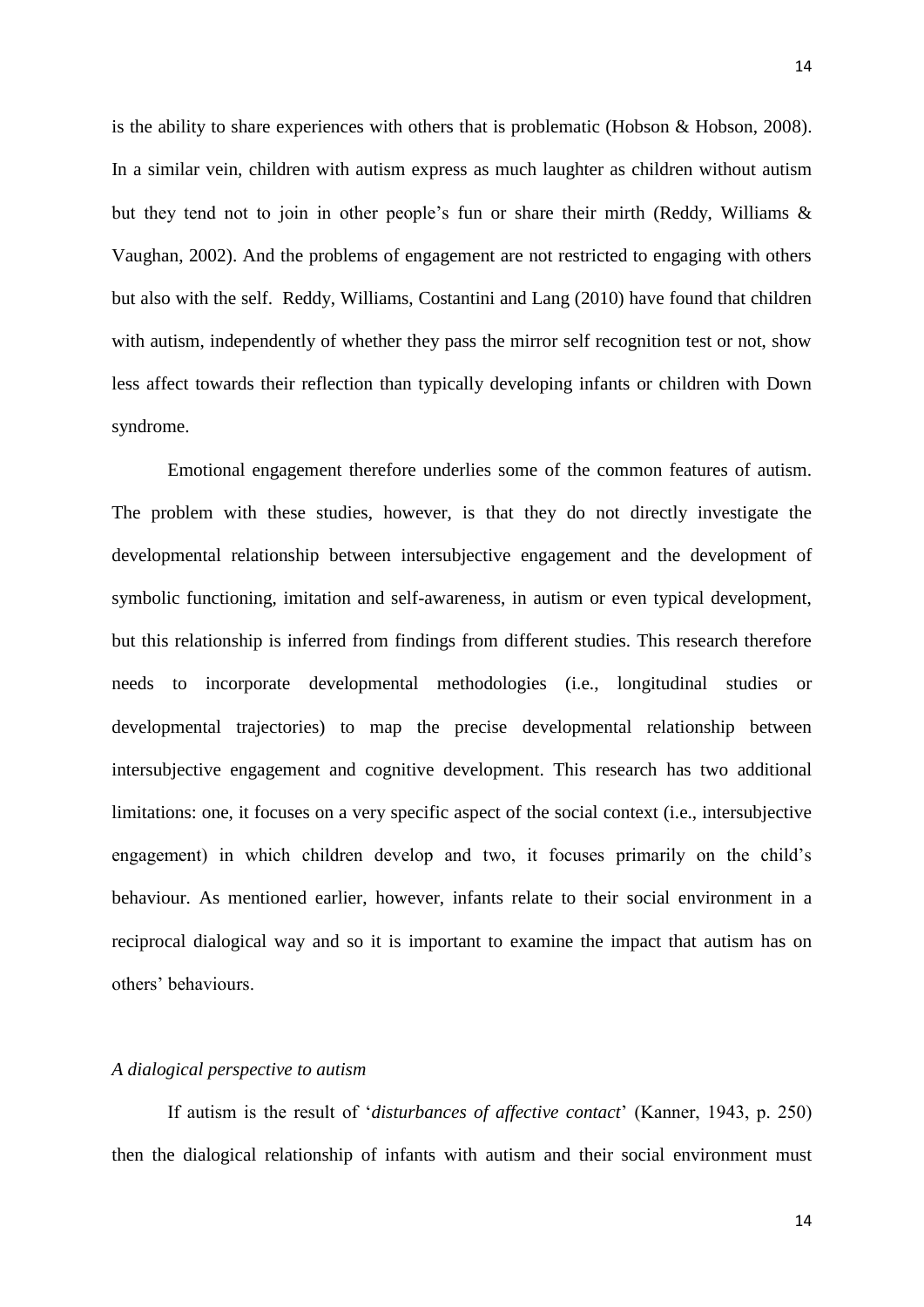is the ability to share experiences with others that is problematic (Hobson & Hobson, 2008). In a similar vein, children with autism express as much laughter as children without autism but they tend not to join in other people's fun or share their mirth (Reddy, Williams & Vaughan, 2002). And the problems of engagement are not restricted to engaging with others but also with the self. Reddy, Williams, Costantini and Lang (2010) have found that children with autism, independently of whether they pass the mirror self recognition test or not, show less affect towards their reflection than typically developing infants or children with Down syndrome.

Emotional engagement therefore underlies some of the common features of autism. The problem with these studies, however, is that they do not directly investigate the developmental relationship between intersubjective engagement and the development of symbolic functioning, imitation and self-awareness, in autism or even typical development, but this relationship is inferred from findings from different studies. This research therefore needs to incorporate developmental methodologies (i.e., longitudinal studies or developmental trajectories) to map the precise developmental relationship between intersubjective engagement and cognitive development. This research has two additional limitations: one, it focuses on a very specific aspect of the social context (i.e., intersubjective engagement) in which children develop and two, it focuses primarily on the child's behaviour. As mentioned earlier, however, infants relate to their social environment in a reciprocal dialogical way and so it is important to examine the impact that autism has on others' behaviours.

### *A dialogical perspective to autism*

If autism is the result of '*disturbances of affective contact*' (Kanner, 1943, p. 250) then the dialogical relationship of infants with autism and their social environment must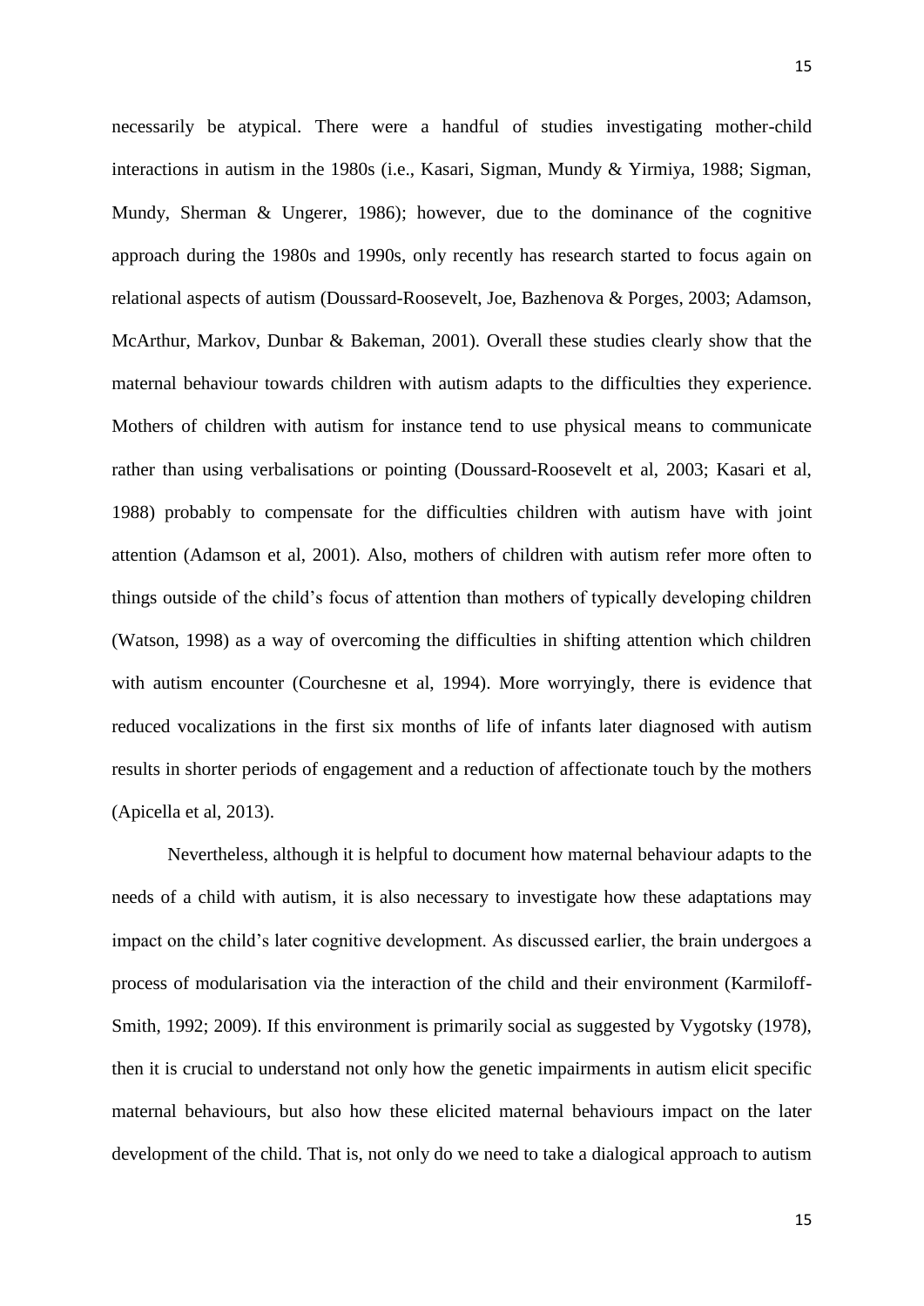necessarily be atypical. There were a handful of studies investigating mother-child interactions in autism in the 1980s (i.e., Kasari, Sigman, Mundy & Yirmiya, 1988; Sigman, Mundy, Sherman & Ungerer, 1986); however, due to the dominance of the cognitive approach during the 1980s and 1990s, only recently has research started to focus again on relational aspects of autism (Doussard-Roosevelt, Joe, Bazhenova & Porges, 2003; Adamson, McArthur, Markov, Dunbar & Bakeman, 2001). Overall these studies clearly show that the maternal behaviour towards children with autism adapts to the difficulties they experience. Mothers of children with autism for instance tend to use physical means to communicate rather than using verbalisations or pointing (Doussard-Roosevelt et al, 2003; Kasari et al, 1988) probably to compensate for the difficulties children with autism have with joint attention (Adamson et al, 2001). Also, mothers of children with autism refer more often to things outside of the child's focus of attention than mothers of typically developing children (Watson, 1998) as a way of overcoming the difficulties in shifting attention which children with autism encounter (Courchesne et al, 1994). More worryingly, there is evidence that reduced vocalizations in the first six months of life of infants later diagnosed with autism results in shorter periods of engagement and a reduction of affectionate touch by the mothers (Apicella et al, 2013).

Nevertheless, although it is helpful to document how maternal behaviour adapts to the needs of a child with autism, it is also necessary to investigate how these adaptations may impact on the child's later cognitive development. As discussed earlier, the brain undergoes a process of modularisation via the interaction of the child and their environment (Karmiloff-Smith, 1992; 2009). If this environment is primarily social as suggested by Vygotsky (1978), then it is crucial to understand not only how the genetic impairments in autism elicit specific maternal behaviours, but also how these elicited maternal behaviours impact on the later development of the child. That is, not only do we need to take a dialogical approach to autism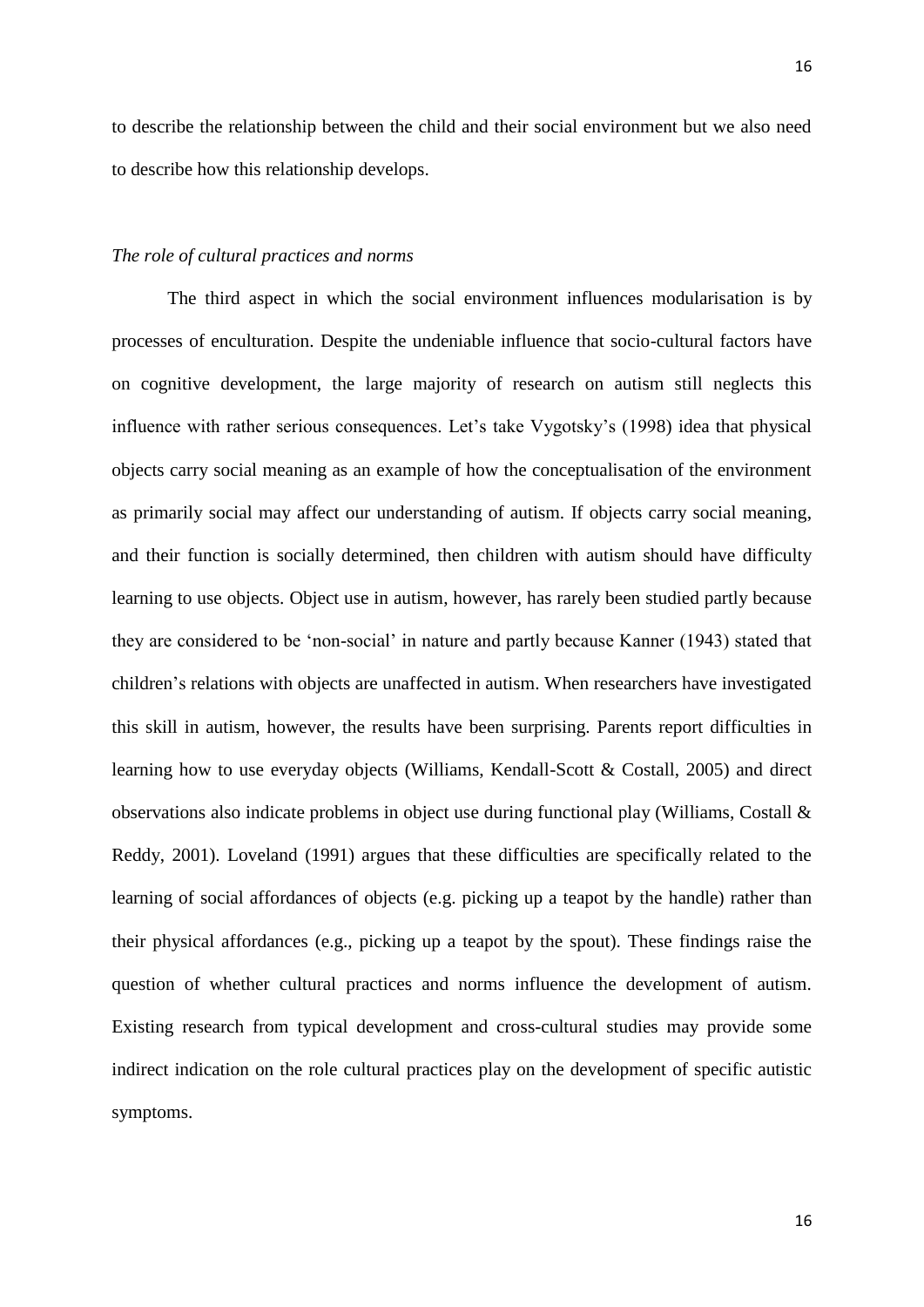to describe the relationship between the child and their social environment but we also need to describe how this relationship develops.

*The role of cultural practices and norms*

The third aspect in which the social environment influences modularisation is by processes of enculturation. Despite the undeniable influence that socio-cultural factors have on cognitive development, the large majority of research on autism still neglects this influence with rather serious consequences. Let's take Vygotsky's (1998) idea that physical objects carry social meaning as an example of how the conceptualisation of the environment as primarily social may affect our understanding of autism. If objects carry social meaning, and their function is socially determined, then children with autism should have difficulty learning to use objects. Object use in autism, however, has rarely been studied partly because they are considered to be 'non-social' in nature and partly because Kanner (1943) stated that children's relations with objects are unaffected in autism. When researchers have investigated this skill in autism, however, the results have been surprising. Parents report difficulties in learning how to use everyday objects (Williams, Kendall-Scott & Costall, 2005) and direct observations also indicate problems in object use during functional play (Williams, Costall & Reddy, 2001). Loveland (1991) argues that these difficulties are specifically related to the learning of social affordances of objects (e.g. picking up a teapot by the handle) rather than their physical affordances (e.g., picking up a teapot by the spout). These findings raise the question of whether cultural practices and norms influence the development of autism. Existing research from typical development and cross-cultural studies may provide some indirect indication on the role cultural practices play on the development of specific autistic symptoms.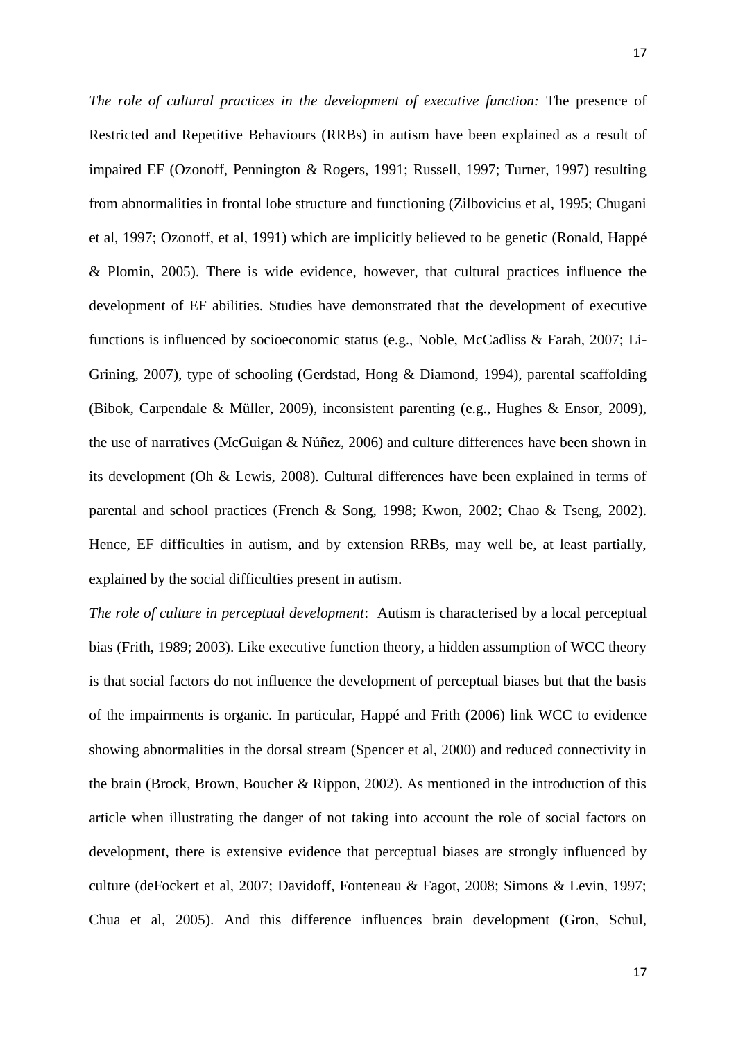*The role of cultural practices in the development of executive function:* The presence of Restricted and Repetitive Behaviours (RRBs) in autism have been explained as a result of impaired EF (Ozonoff, Pennington & Rogers, 1991; Russell, 1997; Turner, 1997) resulting from abnormalities in frontal lobe structure and functioning (Zilbovicius et al, 1995; Chugani et al, 1997; Ozonoff, et al, 1991) which are implicitly believed to be genetic (Ronald, Happé & Plomin, 2005). There is wide evidence, however, that cultural practices influence the development of EF abilities. Studies have demonstrated that the development of executive functions is influenced by socioeconomic status (e.g., Noble, McCadliss & Farah, 2007; Li-Grining, 2007), type of schooling (Gerdstad, Hong & Diamond, 1994), parental scaffolding (Bibok, Carpendale & Müller, 2009), inconsistent parenting (e.g., Hughes & Ensor, 2009), the use of narratives (McGuigan & Núñez, 2006) and culture differences have been shown in its development (Oh & Lewis, 2008). Cultural differences have been explained in terms of parental and school practices (French & Song, 1998; Kwon, 2002; Chao & Tseng, 2002). Hence, EF difficulties in autism, and by extension RRBs, may well be, at least partially, explained by the social difficulties present in autism.

*The role of culture in perceptual development*: Autism is characterised by a local perceptual bias (Frith, 1989; 2003). Like executive function theory, a hidden assumption of WCC theory is that social factors do not influence the development of perceptual biases but that the basis of the impairments is organic. In particular, Happé and Frith (2006) link WCC to evidence showing abnormalities in the dorsal stream (Spencer et al, 2000) and reduced connectivity in the brain (Brock, Brown, Boucher & Rippon, 2002). As mentioned in the introduction of this article when illustrating the danger of not taking into account the role of social factors on development, there is extensive evidence that perceptual biases are strongly influenced by culture (deFockert et al, 2007; Davidoff, Fonteneau & Fagot, 2008; Simons & Levin, 1997; Chua et al, 2005). And this difference influences brain development (Gron, Schul,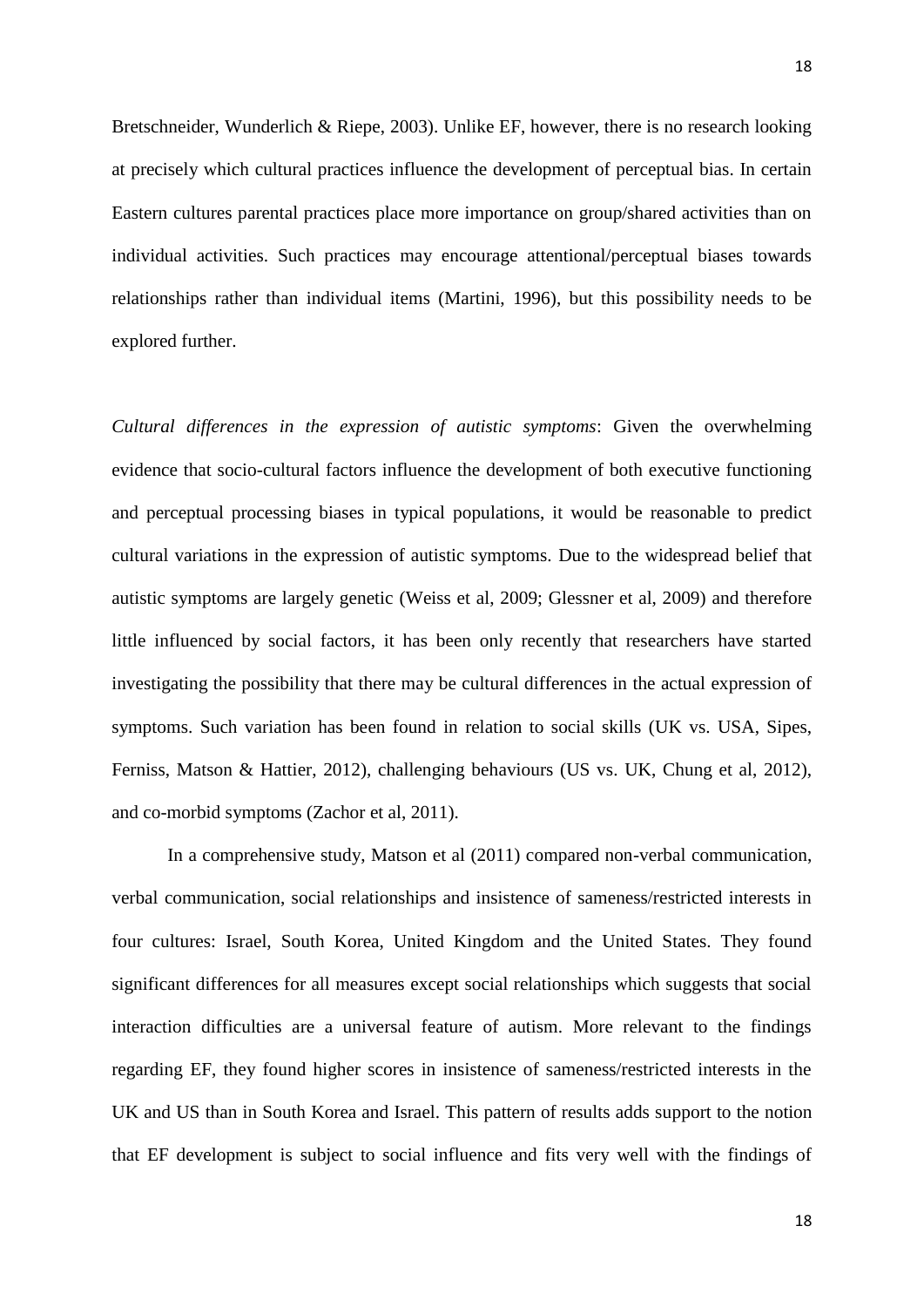Bretschneider, Wunderlich & Riepe, 2003). Unlike EF, however, there is no research looking at precisely which cultural practices influence the development of perceptual bias. In certain Eastern cultures parental practices place more importance on group/shared activities than on individual activities. Such practices may encourage attentional/perceptual biases towards relationships rather than individual items (Martini, 1996), but this possibility needs to be explored further.

*Cultural differences in the expression of autistic symptoms*: Given the overwhelming evidence that socio-cultural factors influence the development of both executive functioning and perceptual processing biases in typical populations, it would be reasonable to predict cultural variations in the expression of autistic symptoms. Due to the widespread belief that autistic symptoms are largely genetic (Weiss et al, 2009; Glessner et al, 2009) and therefore little influenced by social factors, it has been only recently that researchers have started investigating the possibility that there may be cultural differences in the actual expression of symptoms. Such variation has been found in relation to social skills (UK vs. USA, Sipes, Ferniss, Matson & Hattier, 2012), challenging behaviours (US vs. UK, Chung et al, 2012), and co-morbid symptoms (Zachor et al, 2011).

In a comprehensive study, Matson et al (2011) compared non-verbal communication, verbal communication, social relationships and insistence of sameness/restricted interests in four cultures: Israel, South Korea, United Kingdom and the United States. They found significant differences for all measures except social relationships which suggests that social interaction difficulties are a universal feature of autism. More relevant to the findings regarding EF, they found higher scores in insistence of sameness/restricted interests in the UK and US than in South Korea and Israel. This pattern of results adds support to the notion that EF development is subject to social influence and fits very well with the findings of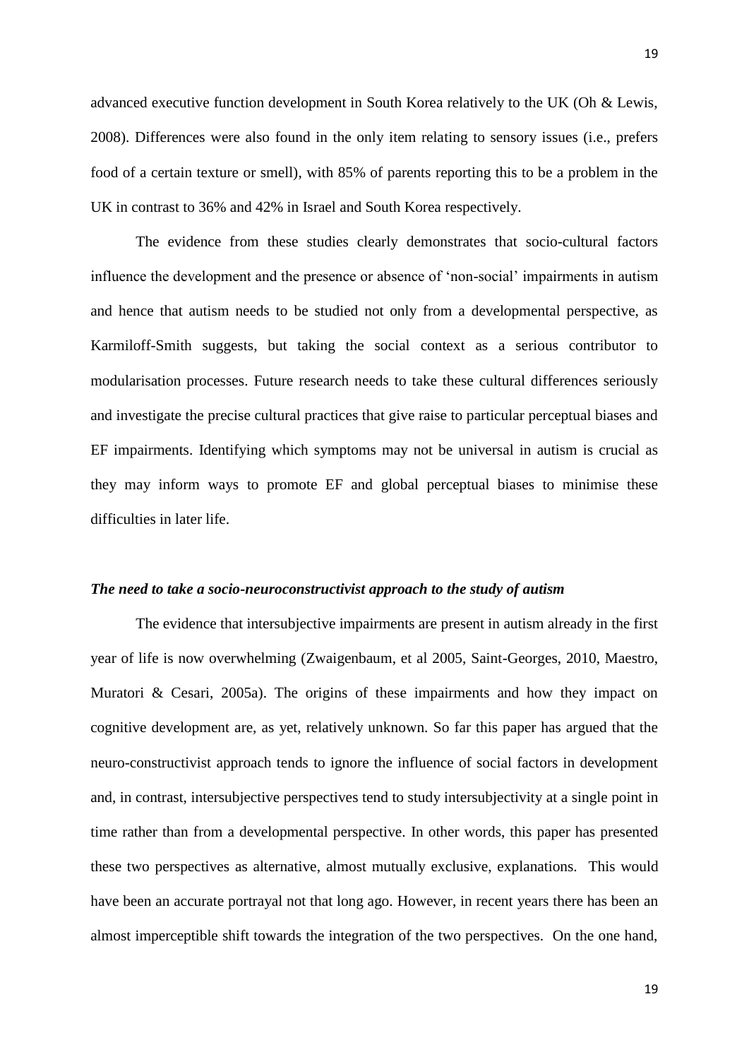advanced executive function development in South Korea relatively to the UK (Oh & Lewis, 2008). Differences were also found in the only item relating to sensory issues (i.e., prefers food of a certain texture or smell), with 85% of parents reporting this to be a problem in the UK in contrast to 36% and 42% in Israel and South Korea respectively.

The evidence from these studies clearly demonstrates that socio-cultural factors influence the development and the presence or absence of 'non-social' impairments in autism and hence that autism needs to be studied not only from a developmental perspective, as Karmiloff-Smith suggests, but taking the social context as a serious contributor to modularisation processes. Future research needs to take these cultural differences seriously and investigate the precise cultural practices that give raise to particular perceptual biases and EF impairments. Identifying which symptoms may not be universal in autism is crucial as they may inform ways to promote EF and global perceptual biases to minimise these difficulties in later life.

### *The need to take a socio-neuroconstructivist approach to the study of autism*

The evidence that intersubjective impairments are present in autism already in the first year of life is now overwhelming (Zwaigenbaum, et al 2005, Saint-Georges, 2010, Maestro, Muratori & Cesari, 2005a). The origins of these impairments and how they impact on cognitive development are, as yet, relatively unknown. So far this paper has argued that the neuro-constructivist approach tends to ignore the influence of social factors in development and, in contrast, intersubjective perspectives tend to study intersubjectivity at a single point in time rather than from a developmental perspective. In other words, this paper has presented these two perspectives as alternative, almost mutually exclusive, explanations. This would have been an accurate portrayal not that long ago. However, in recent years there has been an almost imperceptible shift towards the integration of the two perspectives. On the one hand,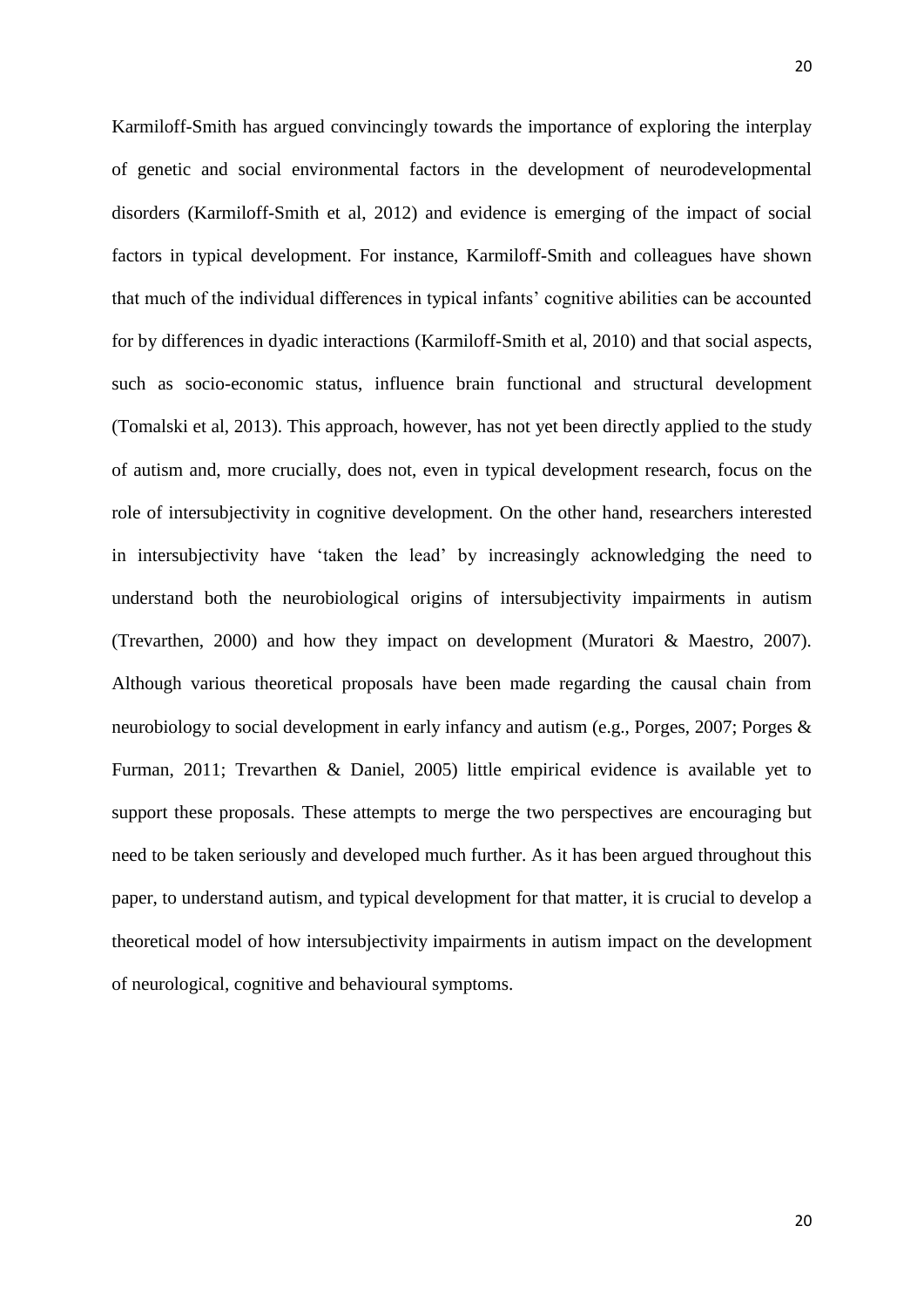Karmiloff-Smith has argued convincingly towards the importance of exploring the interplay of genetic and social environmental factors in the development of neurodevelopmental disorders (Karmiloff-Smith et al, 2012) and evidence is emerging of the impact of social factors in typical development. For instance, Karmiloff-Smith and colleagues have shown that much of the individual differences in typical infants' cognitive abilities can be accounted for by differences in dyadic interactions (Karmiloff-Smith et al, 2010) and that social aspects, such as socio-economic status, influence brain functional and structural development (Tomalski et al, 2013). This approach, however, has not yet been directly applied to the study of autism and, more crucially, does not, even in typical development research, focus on the role of intersubjectivity in cognitive development. On the other hand, researchers interested in intersubjectivity have 'taken the lead' by increasingly acknowledging the need to understand both the neurobiological origins of intersubjectivity impairments in autism (Trevarthen, 2000) and how they impact on development (Muratori & Maestro, 2007). Although various theoretical proposals have been made regarding the causal chain from neurobiology to social development in early infancy and autism (e.g., Porges, 2007; Porges & Furman, 2011; Trevarthen & Daniel, 2005) little empirical evidence is available yet to support these proposals. These attempts to merge the two perspectives are encouraging but need to be taken seriously and developed much further. As it has been argued throughout this paper, to understand autism, and typical development for that matter, it is crucial to develop a theoretical model of how intersubjectivity impairments in autism impact on the development of neurological, cognitive and behavioural symptoms.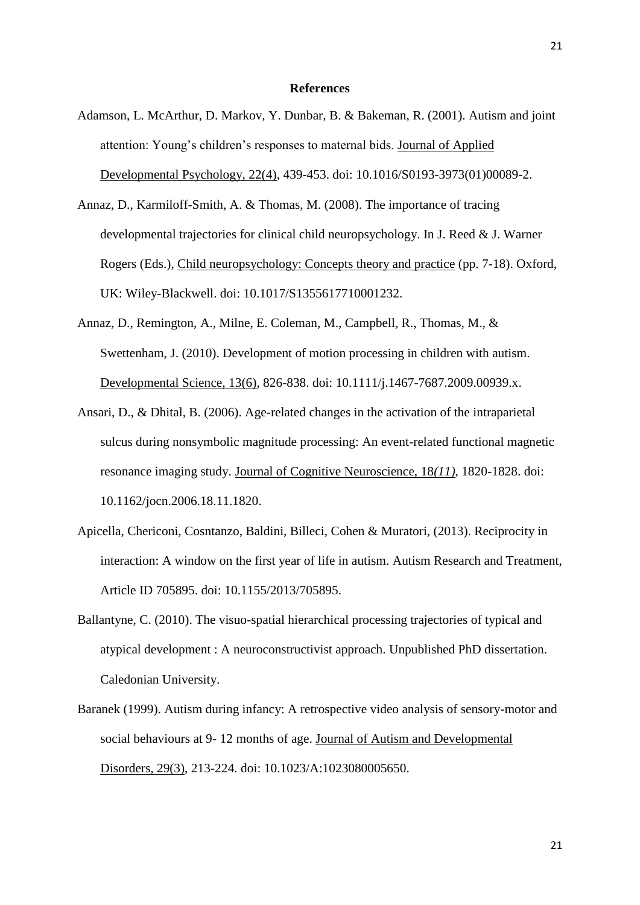**References**

Adamson, L. McArthur, D. Markov, Y. Dunbar, B. & Bakeman, R. (2001). Autism and joint attention: Young's children's responses to maternal bids. Journal of Applied Developmental Psychology, 22(4), 439-453. doi: 10.1016/S0193-3973(01)00089-2.

Annaz, D., Karmiloff-Smith, A. & Thomas, M. (2008). The importance of tracing developmental trajectories for clinical child neuropsychology. In J. Reed & J. Warner Rogers (Eds.), Child neuropsychology: Concepts theory and practice (pp. 7-18). Oxford, UK: Wiley-Blackwell. doi: 10.1017/S1355617710001232.

Annaz, D., Remington, A., Milne, E. Coleman, M., Campbell, R., Thomas, M., & Swettenham, J. (2010). Development of motion processing in children with autism. Developmental Science, 13(6), 826-838. doi: 10.1111/j.1467-7687.2009.00939.x.

Ansari, D., & Dhital, B. (2006). Age-related changes in the activation of the intraparietal sulcus during nonsymbolic magnitude processing: An event-related functional magnetic resonance imaging study. Journal of Cognitive Neuroscience, 18*(11)*, 1820-1828. doi: 10.1162/jocn.2006.18.11.1820.

Apicella, Chericoni, Cosntanzo, Baldini, Billeci, Cohen & Muratori, (2013). Reciprocity in interaction: A window on the first year of life in autism. Autism Research and Treatment, Article ID 705895. doi: 10.1155/2013/705895.

Ballantyne, C. (2010). The visuo-spatial hierarchical processing trajectories of typical and atypical development : A neuroconstructivist approach. Unpublished PhD dissertation. Caledonian University.

Baranek (1999). Autism during infancy: A retrospective video analysis of sensory-motor and social behaviours at 9- 12 months of age. Journal of Autism and Developmental Disorders, 29(3), 213-224. doi: 10.1023/A:1023080005650.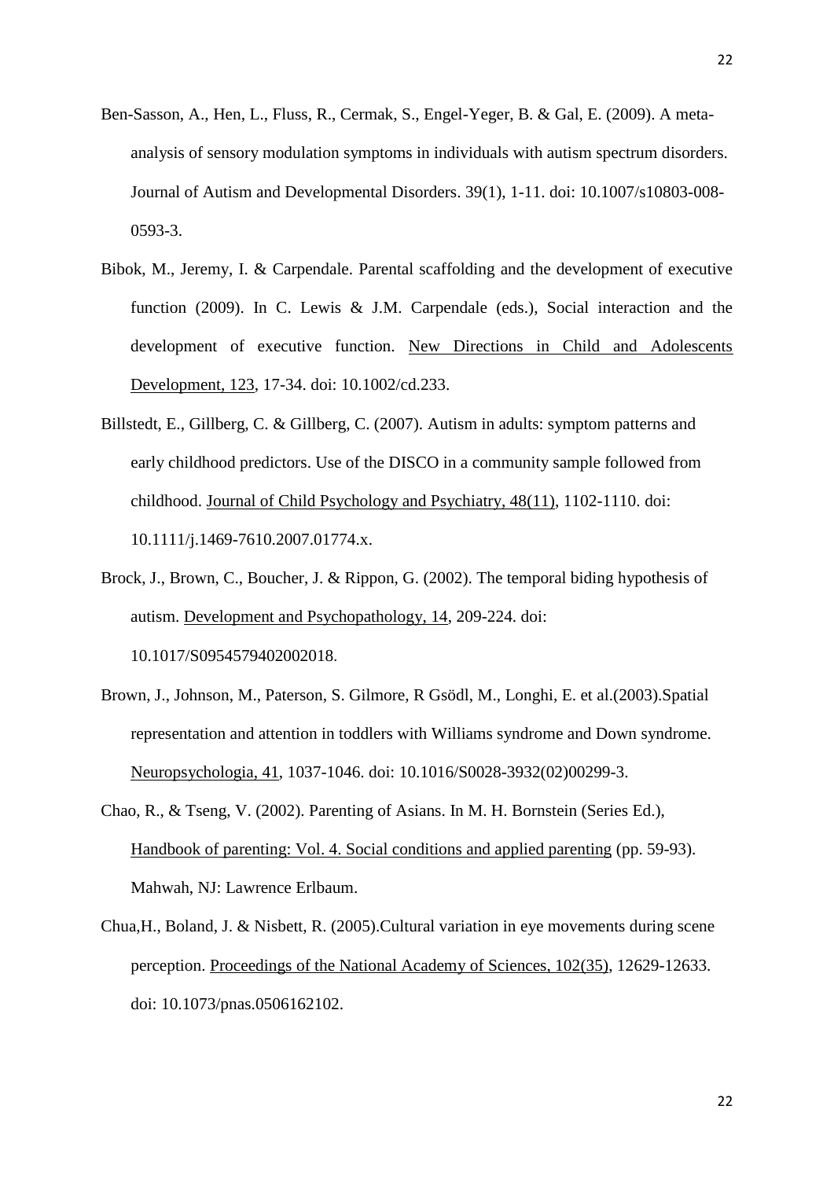Ben-Sasson, A., Hen, L., Fluss, R., Cermak, S., Engel-Yeger, B. & Gal, E. (2009). A meta-analysis of sensory modulation symptoms in individuals with autism spectrum disorders. Journal of Autism and Developmental Disorders. 39(1), 1-11. doi: 10.1007/s10803-008-0593-3.

Bibok, M., Jeremy, I. & Carpendale. Parental scaffolding and the development of executive function (2009). In C. Lewis & J.M. Carpendale (eds.), Social interaction and the development of executive function. New Directions in Child and Adolescents Development, 123, 17-34. doi: 10.1002/cd.233.

Billstedt, E., Gillberg, C. & Gillberg, C. (2007). Autism in adults: symptom patterns and early childhood predictors. Use of the DISCO in a community sample followed from childhood. Journal of Child Psychology and Psychiatry, 48(11), 1102-1110. doi: 10.1111/j.1469-7610.2007.01774.x.

Brock, J., Brown, C., Boucher, J. & Rippon, G. (2002). The temporal biding hypothesis of autism. Development and Psychopathology, 14, 209-224. doi: 10.1017/S0954579402002018.

Brown, J., Johnson, M., Paterson, S. Gilmore, R Gsödl, M., Longhi, E. et al.(2003).Spatial representation and attention in toddlers with Williams syndrome and Down syndrome. Neuropsychologia, 41, 1037-1046. doi: 10.1016/S0028-3932(02)00299-3.

Chao, R., & Tseng, V. (2002). Parenting of Asians. In M. H. Bornstein (Series Ed.), Handbook of parenting: Vol. 4. Social conditions and applied parenting (pp. 59-93). Mahwah, NJ: Lawrence Erlbaum.

Chua,H., Boland, J. & Nisbett, R. (2005).Cultural variation in eye movements during scene perception. Proceedings of the National Academy of Sciences, 102(35), 12629-12633. doi: 10.1073/pnas.0506162102.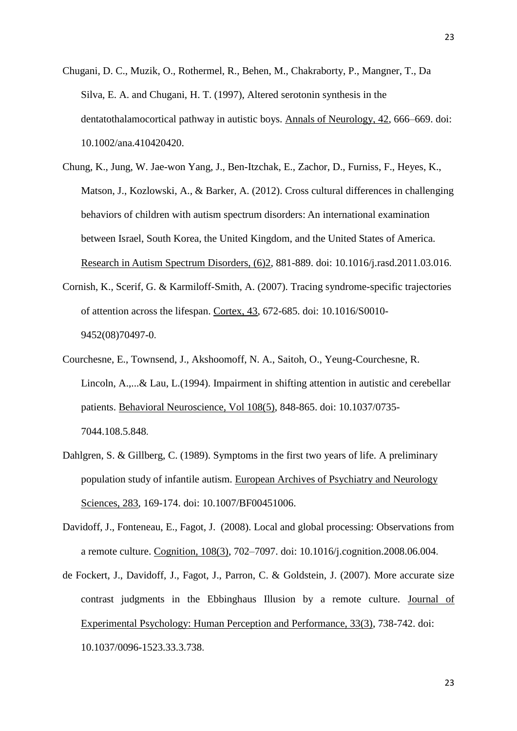Chugani, D. C., Muzik, O., Rothermel, R., Behen, M., Chakraborty, P., Mangner, T., Da Silva, E. A. and Chugani, H. T. (1997), Altered serotonin synthesis in the dentatothalamocortical pathway in autistic boys. Annals of Neurology, 42, 666–669. doi: 10.1002/ana.410420420.

Chung, K., Jung, W. Jae-won Yang, J., Ben-Itzchak, E., Zachor, D., Furniss, F., Heyes, K., Matson, J., Kozlowski, A., & Barker, A. (2012). Cross cultural differences in challenging behaviors of children with autism spectrum disorders: An international examination between Israel, South Korea, the United Kingdom, and the United States of America. Research in Autism Spectrum Disorders, (6)2, 881-889. doi: 10.1016/j.rasd.2011.03.016.

Cornish, K., Scerif, G. & Karmiloff-Smith, A. (2007). Tracing syndrome-specific trajectories of attention across the lifespan. Cortex, 43, 672-685. doi: 10.1016/S0010-9452(08)70497-0.

Courchesne, E., Townsend, J., Akshoomoff, N. A., Saitoh, O., Yeung-Courchesne, R. Lincoln, A.,...& Lau, L.(1994). Impairment in shifting attention in autistic and cerebellar patients. Behavioral Neuroscience, Vol 108(5), 848-865. doi: 10.1037/0735-7044.108.5.848.

Dahlgren, S. & Gillberg, C. (1989). Symptoms in the first two years of life. A preliminary population study of infantile autism. European Archives of Psychiatry and Neurology Sciences, 283, 169-174. doi: 10.1007/BF00451006.

Davidoff, J., Fonteneau, E., Fagot, J. (2008). Local and global processing: Observations from a remote culture. Cognition, 108(3), 702–7097. doi: 10.1016/j.cognition.2008.06.004.

de Fockert, J., Davidoff, J., Fagot, J., Parron, C. & Goldstein, J. (2007). More accurate size contrast judgments in the Ebbinghaus Illusion by a remote culture. Journal of Experimental Psychology: Human Perception and Performance, 33(3), 738-742. doi: 10.1037/0096-1523.33.3.738.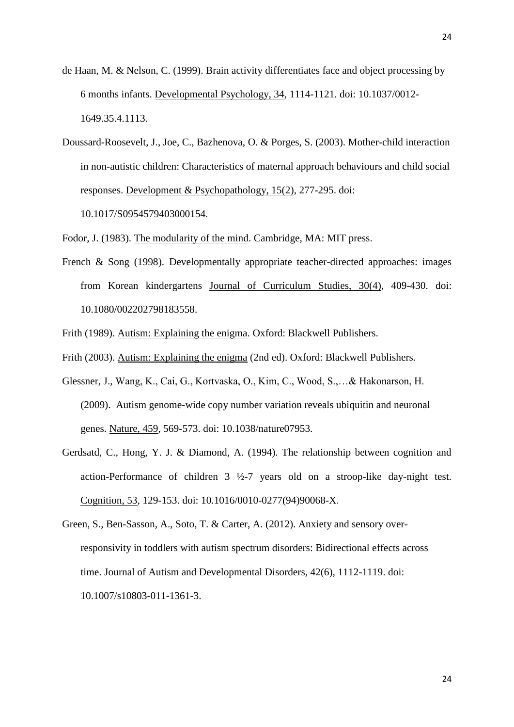de Haan, M. & Nelson, C. (1999). Brain activity differentiates face and object processing by 6 months infants. Developmental Psychology, 34, 1114-1121. doi: 10.1037/0012-1649.35.4.1113.

Doussard-Roosevelt, J., Joe, C., Bazhenova, O. & Porges, S. (2003). Mother-child interaction in non-autistic children: Characteristics of maternal approach behaviours and child social responses. Development & Psychopathology, 15(2), 277-295. doi: 10.1017/S0954579403000154.

Fodor, J. (1983). The modularity of the mind. Cambridge, MA: MIT press.

French & Song (1998). Developmentally appropriate teacher-directed approaches: images from Korean kindergartens Journal of Curriculum Studies, 30(4), 409-430. doi: 10.1080/002202798183558.

Frith (1989). Autism: Explaining the enigma. Oxford: Blackwell Publishers.

Frith (2003). Autism: Explaining the enigma (2nd ed). Oxford: Blackwell Publishers.

Glessner, J., Wang, K., Cai, G., Kortvaska, O., Kim, C., Wood, S.,…& Hakonarson, H. (2009). Autism genome-wide copy number variation reveals ubiquitin and neuronal genes. Nature, 459, 569-573. doi: 10.1038/nature07953.

Gerdsatd, C., Hong, Y. J. & Diamond, A. (1994). The relationship between cognition and action-Performance of children 3 ½-7 years old on a stroop-like day-night test. Cognition, 53, 129-153. doi: 10.1016/0010-0277(94)90068-X.

Green, S., Ben-Sasson, A., Soto, T. & Carter, A. (2012). Anxiety and sensory over-responsivity in toddlers with autism spectrum disorders: Bidirectional effects across time. Journal of Autism and Developmental Disorders, 42(6), 1112-1119. doi: 10.1007/s10803-011-1361-3.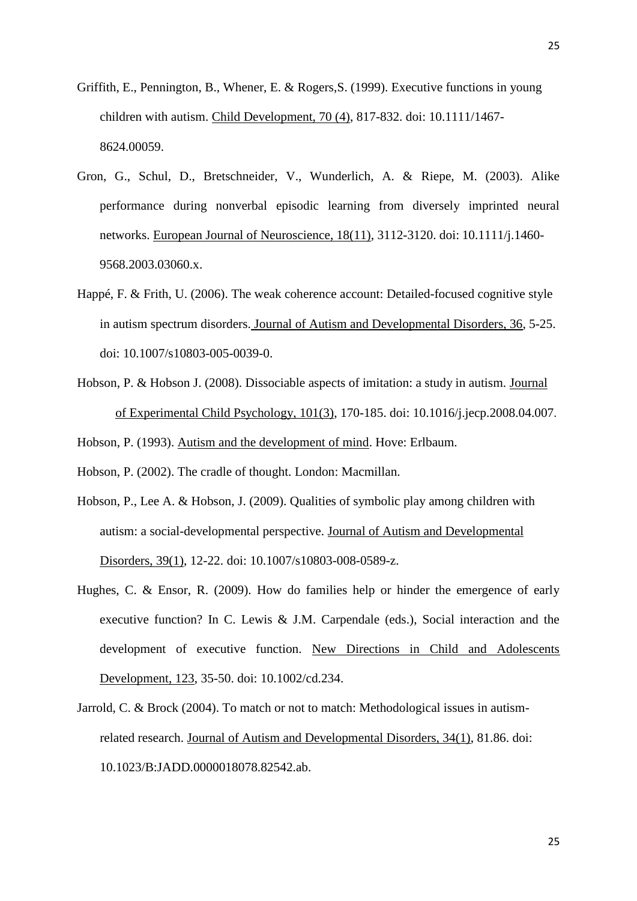Griffith, E., Pennington, B., Whener, E. & Rogers,S. (1999). Executive functions in young children with autism. Child Development, 70 (4), 817-832. doi: 10.1111/1467-8624.00059.

Gron, G., Schul, D., Bretschneider, V., Wunderlich, A. & Riepe, M. (2003). Alike performance during nonverbal episodic learning from diversely imprinted neural networks. European Journal of Neuroscience, 18(11), 3112-3120. doi: 10.1111/j.1460-9568.2003.03060.x.

Happé, F. & Frith, U. (2006). The weak coherence account: Detailed-focused cognitive style in autism spectrum disorders. Journal of Autism and Developmental Disorders, 36, 5-25. doi: 10.1007/s10803-005-0039-0.

Hobson, P. & Hobson J. (2008). Dissociable aspects of imitation: a study in autism. Journal of Experimental Child Psychology, 101(3), 170-185. doi: 10.1016/j.jecp.2008.04.007.

Hobson, P. (1993). Autism and the development of mind. Hove: Erlbaum.

Hobson, P. (2002). The cradle of thought. London: Macmillan.

Hobson, P., Lee A. & Hobson, J. (2009). Qualities of symbolic play among children with autism: a social-developmental perspective. Journal of Autism and Developmental Disorders, 39(1), 12-22. doi: 10.1007/s10803-008-0589-z.

Hughes, C. & Ensor, R. (2009). How do families help or hinder the emergence of early executive function? In C. Lewis & J.M. Carpendale (eds.), Social interaction and the development of executive function. New Directions in Child and Adolescents Development, 123, 35-50. doi: 10.1002/cd.234.

Jarrold, C. & Brock (2004). To match or not to match: Methodological issues in autism-related research. Journal of Autism and Developmental Disorders, 34(1), 81.86. doi: 10.1023/B:JADD.0000018078.82542.ab.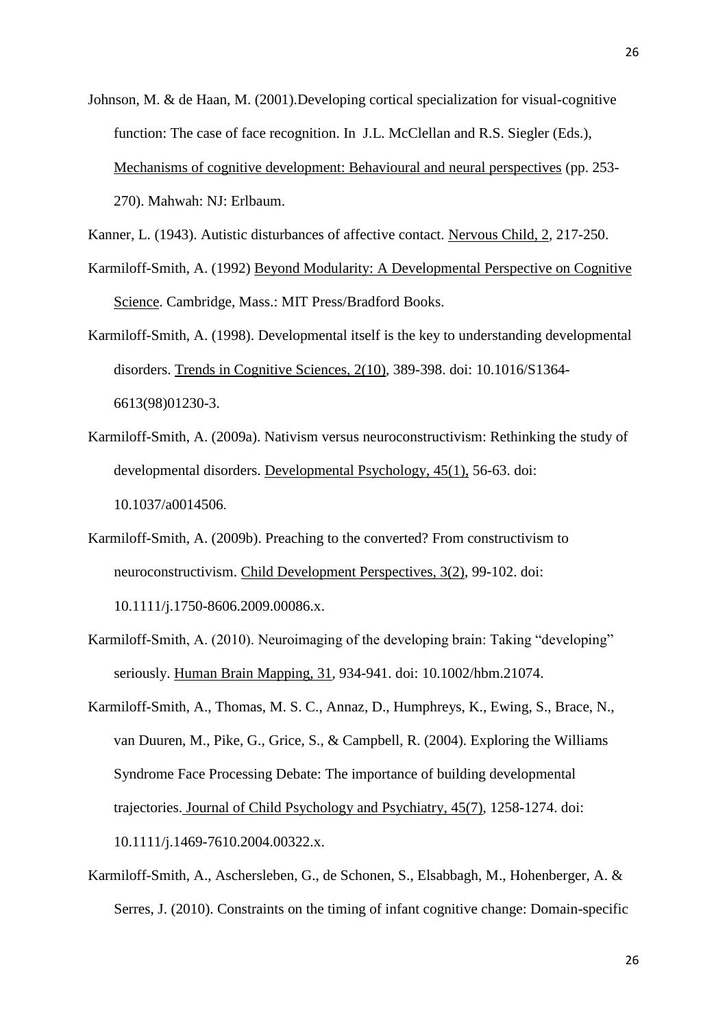Johnson, M. & de Haan, M. (2001).Developing cortical specialization for visual-cognitive function: The case of face recognition. In J.L. McClellan and R.S. Siegler (Eds.), Mechanisms of cognitive development: Behavioural and neural perspectives (pp. 253-270). Mahwah: NJ: Erlbaum.

Kanner, L. (1943). Autistic disturbances of affective contact. Nervous Child, 2, 217-250.

Karmiloff-Smith, A. (1992) Beyond Modularity: A Developmental Perspective on Cognitive Science. Cambridge, Mass.: MIT Press/Bradford Books.

Karmiloff-Smith, A. (1998). Developmental itself is the key to understanding developmental disorders. Trends in Cognitive Sciences, 2(10), 389-398. doi: 10.1016/S1364-6613(98)01230-3.

Karmiloff-Smith, A. (2009a). Nativism versus neuroconstructivism: Rethinking the study of developmental disorders. Developmental Psychology, 45(1), 56-63. doi: 10.1037/a0014506.

Karmiloff-Smith, A. (2009b). Preaching to the converted? From constructivism to neuroconstructivism. Child Development Perspectives, 3(2), 99-102. doi: 10.1111/j.1750-8606.2009.00086.x.

Karmiloff-Smith, A. (2010). Neuroimaging of the developing brain: Taking "developing" seriously. Human Brain Mapping, 31, 934-941. doi: 10.1002/hbm.21074.

Karmiloff-Smith, A., Thomas, M. S. C., Annaz, D., Humphreys, K., Ewing, S., Brace, N., van Duuren, M., Pike, G., Grice, S., & Campbell, R. (2004). Exploring the Williams Syndrome Face Processing Debate: The importance of building developmental trajectories. Journal of Child Psychology and Psychiatry, 45(7), 1258-1274. doi: 10.1111/j.1469-7610.2004.00322.x.

Karmiloff-Smith, A., Aschersleben, G., de Schonen, S., Elsabbagh, M., Hohenberger, A. & Serres, J. (2010). Constraints on the timing of infant cognitive change: Domain-specific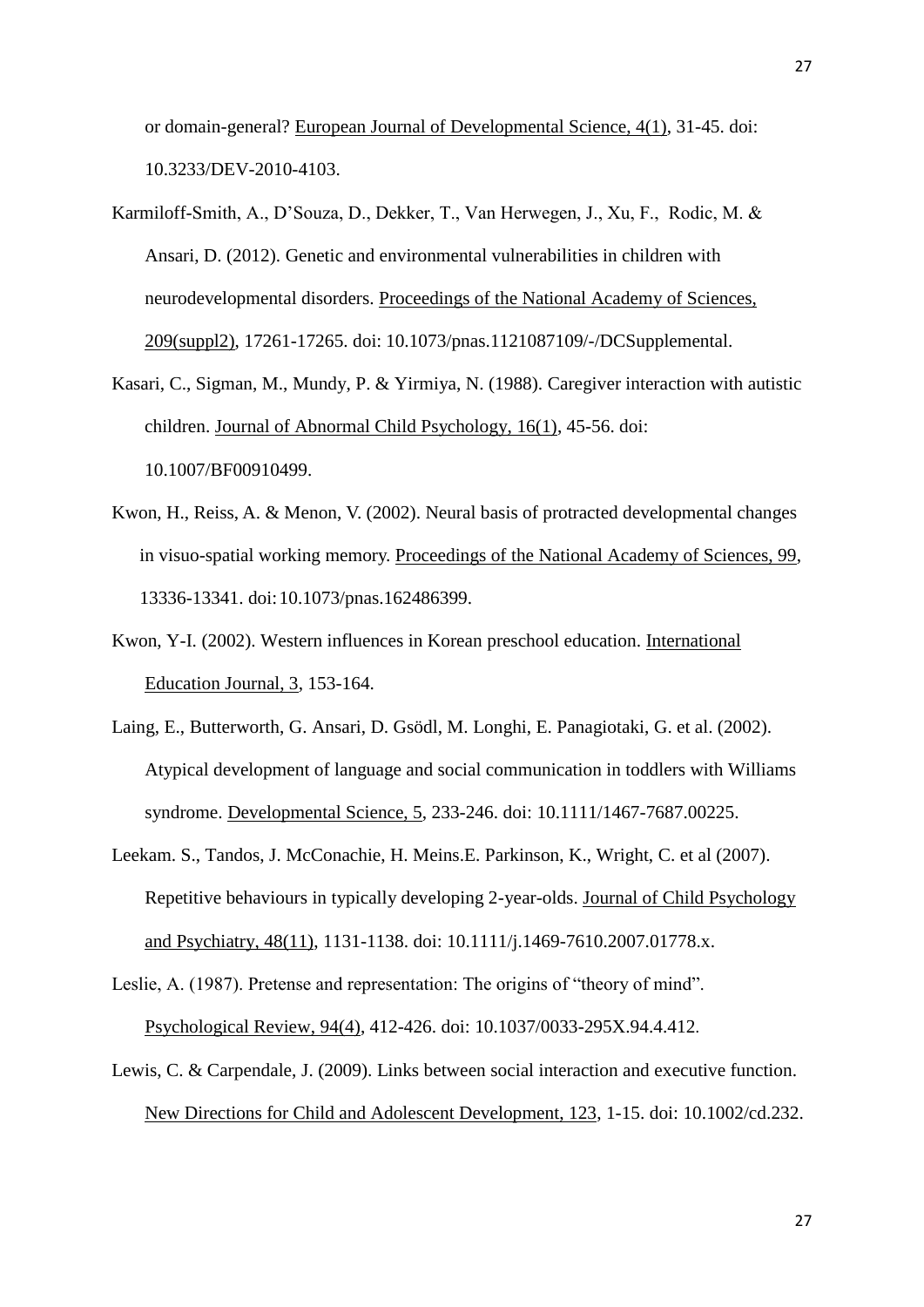or domain-general? European Journal of Developmental Science, 4(1), 31-45. doi: 10.3233/DEV-2010-4103.

Karmiloff-Smith, A., D'Souza, D., Dekker, T., Van Herwegen, J., Xu, F., Rodic, M. & Ansari, D. (2012). Genetic and environmental vulnerabilities in children with neurodevelopmental disorders. Proceedings of the National Academy of Sciences, 209(suppl2), 17261-17265. doi: 10.1073/pnas.1121087109/-/DCSupplemental.

Kasari, C., Sigman, M., Mundy, P. & Yirmiya, N. (1988). Caregiver interaction with autistic children. Journal of Abnormal Child Psychology, 16(1), 45-56. doi: 10.1007/BF00910499.

Kwon, H., Reiss, A. & Menon, V. (2002). Neural basis of protracted developmental changes in visuo-spatial working memory. Proceedings of the National Academy of Sciences, 99, 13336-13341. doi: 10.1073/pnas.162486399.

Kwon, Y-I. (2002). Western influences in Korean preschool education. International Education Journal, 3, 153-164.

Laing, E., Butterworth, G. Ansari, D. Gsödl, M. Longhi, E. Panagiotaki, G. et al. (2002). Atypical development of language and social communication in toddlers with Williams syndrome. Developmental Science, 5, 233-246. doi: 10.1111/1467-7687.00225.

Leekam. S., Tandos, J. McConachie, H. Meins.E. Parkinson, K., Wright, C. et al (2007). Repetitive behaviours in typically developing 2-year-olds. Journal of Child Psychology and Psychiatry, 48(11), 1131-1138. doi: 10.1111/j.1469-7610.2007.01778.x.

Leslie, A. (1987). Pretense and representation: The origins of "theory of mind". Psychological Review, 94(4), 412-426. doi: 10.1037/0033-295X.94.4.412.

Lewis, C. & Carpendale, J. (2009). Links between social interaction and executive function. New Directions for Child and Adolescent Development, 123, 1-15. doi: 10.1002/cd.232.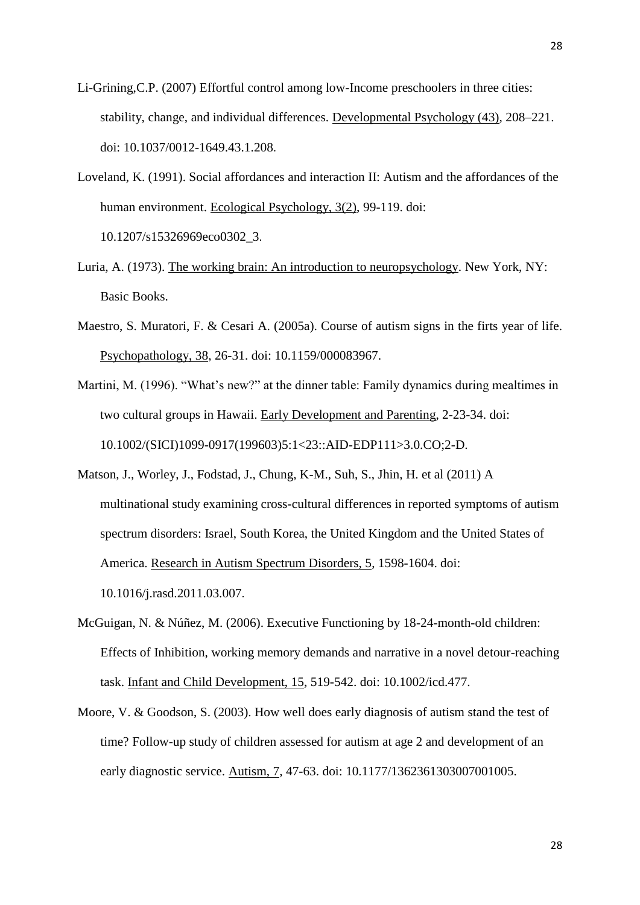Li-Grining,C.P. (2007) Effortful control among low-Income preschoolers in three cities: stability, change, and individual differences. Developmental Psychology (43), 208–221. doi: 10.1037/0012-1649.43.1.208.

Loveland, K. (1991). Social affordances and interaction II: Autism and the affordances of the human environment. Ecological Psychology, 3(2), 99-119. doi: 10.1207/s15326969eco0302_3.

Luria, A. (1973). The working brain: An introduction to neuropsychology. New York, NY: Basic Books.

Maestro, S. Muratori, F. & Cesari A. (2005a). Course of autism signs in the firts year of life. Psychopathology, 38, 26-31. doi: 10.1159/000083967.

Martini, M. (1996). "What's new?" at the dinner table: Family dynamics during mealtimes in two cultural groups in Hawaii. Early Development and Parenting, 2-23-34. doi: 10.1002/(SICI)1099-0917(199603)5:1<23::AID-EDP111>3.0.CO;2-D.

Matson, J., Worley, J., Fodstad, J., Chung, K-M., Suh, S., Jhin, H. et al (2011) A multinational study examining cross-cultural differences in reported symptoms of autism spectrum disorders: Israel, South Korea, the United Kingdom and the United States of America. Research in Autism Spectrum Disorders, 5, 1598-1604. doi: 10.1016/j.rasd.2011.03.007.

McGuigan, N. & Núñez, M. (2006). Executive Functioning by 18-24-month-old children: Effects of Inhibition, working memory demands and narrative in a novel detour-reaching task. Infant and Child Development, 15, 519-542. doi: 10.1002/icd.477.

Moore, V. & Goodson, S. (2003). How well does early diagnosis of autism stand the test of time? Follow-up study of children assessed for autism at age 2 and development of an early diagnostic service. Autism, 7, 47-63. doi: 10.1177/1362361303007001005.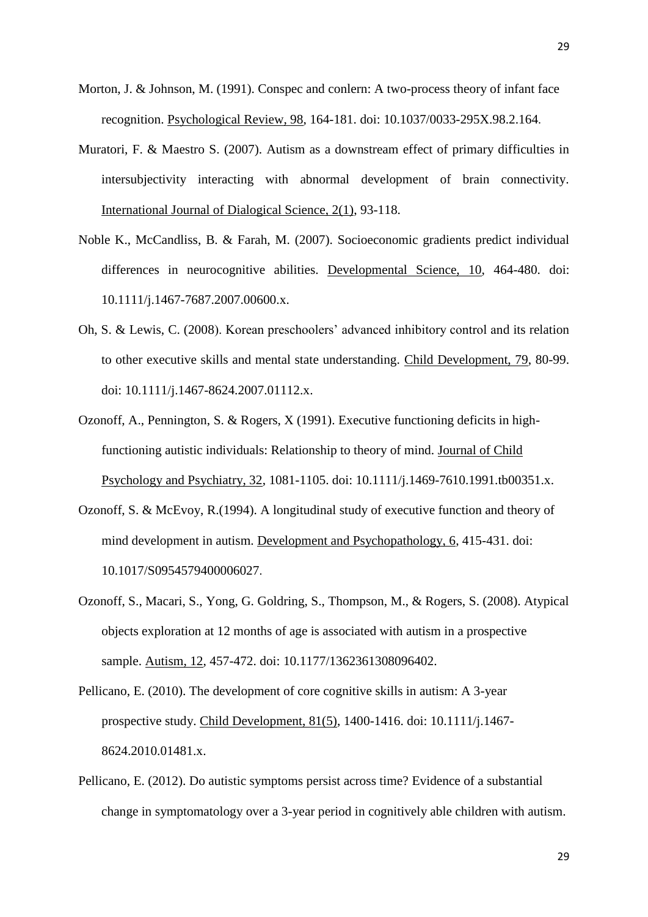Morton, J. & Johnson, M. (1991). Conspec and conlern: A two-process theory of infant face recognition. Psychological Review, 98, 164-181. doi: 10.1037/0033-295X.98.2.164.

Muratori, F. & Maestro S. (2007). Autism as a downstream effect of primary difficulties in intersubjectivity interacting with abnormal development of brain connectivity. International Journal of Dialogical Science, 2(1), 93-118.

Noble K., McCandliss, B. & Farah, M. (2007). Socioeconomic gradients predict individual differences in neurocognitive abilities. Developmental Science, 10, 464-480. doi: 10.1111/j.1467-7687.2007.00600.x.

Oh, S. & Lewis, C. (2008). Korean preschoolers' advanced inhibitory control and its relation to other executive skills and mental state understanding. Child Development, 79, 80-99. doi: 10.1111/j.1467-8624.2007.01112.x.

Ozonoff, A., Pennington, S. & Rogers, X (1991). Executive functioning deficits in high-functioning autistic individuals: Relationship to theory of mind. Journal of Child Psychology and Psychiatry, 32, 1081-1105. doi: 10.1111/j.1469-7610.1991.tb00351.x.

Ozonoff, S. & McEvoy, R.(1994). A longitudinal study of executive function and theory of mind development in autism. Development and Psychopathology, 6, 415-431. doi: 10.1017/S0954579400006027.

Ozonoff, S., Macari, S., Yong, G. Goldring, S., Thompson, M., & Rogers, S. (2008). Atypical objects exploration at 12 months of age is associated with autism in a prospective sample. Autism, 12, 457-472. doi: 10.1177/1362361308096402.

Pellicano, E. (2010). The development of core cognitive skills in autism: A 3-year prospective study. Child Development, 81(5), 1400-1416. doi: 10.1111/j.1467-8624.2010.01481.x.

Pellicano, E. (2012). Do autistic symptoms persist across time? Evidence of a substantial change in symptomatology over a 3-year period in cognitively able children with autism.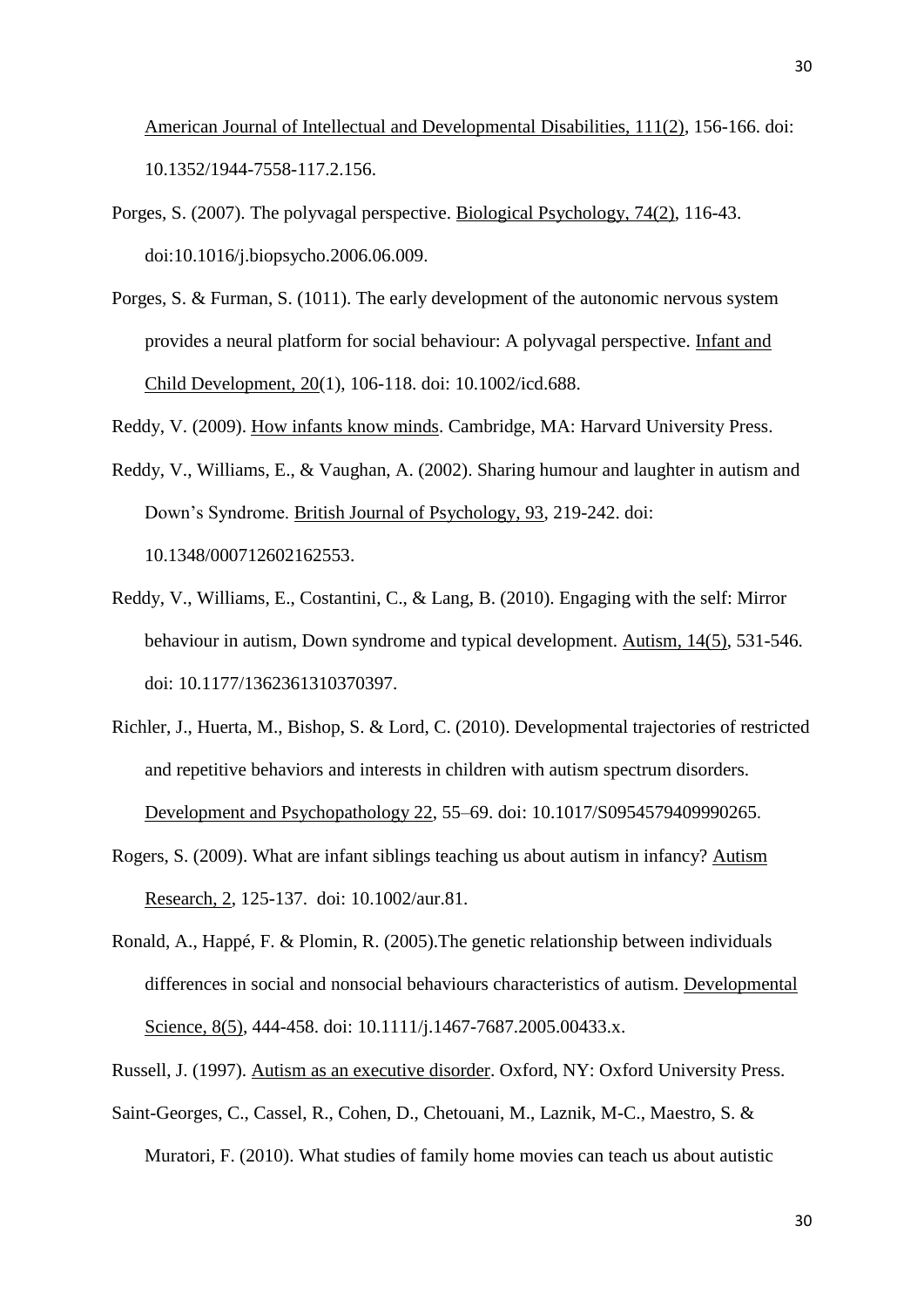American Journal of Intellectual and Developmental Disabilities, 111(2), 156-166. doi: 10.1352/1944-7558-117.2.156.

Porges, S. (2007). The polyvagal perspective. Biological Psychology, 74(2), 116-43. doi:10.1016/j.biopsycho.2006.06.009.

Porges, S. & Furman, S. (1011). The early development of the autonomic nervous system provides a neural platform for social behaviour: A polyvagal perspective. Infant and Child Development, 20(1), 106-118. doi: 10.1002/icd.688.

Reddy, V. (2009). How infants know minds. Cambridge, MA: Harvard University Press.

Reddy, V., Williams, E., & Vaughan, A. (2002). Sharing humour and laughter in autism and Down's Syndrome. British Journal of Psychology, 93, 219-242. doi: 10.1348/000712602162553.

Reddy, V., Williams, E., Costantini, C., & Lang, B. (2010). Engaging with the self: Mirror behaviour in autism, Down syndrome and typical development. Autism, 14(5), 531-546. doi: 10.1177/1362361310370397.

Richler, J., Huerta, M., Bishop, S. & Lord, C. (2010). Developmental trajectories of restricted and repetitive behaviors and interests in children with autism spectrum disorders. Development and Psychopathology 22, 55–69. doi: 10.1017/S0954579409990265.

Rogers, S. (2009). What are infant siblings teaching us about autism in infancy? Autism Research, 2, 125-137. doi: 10.1002/aur.81.

Ronald, A., Happé, F. & Plomin, R. (2005).The genetic relationship between individuals differences in social and nonsocial behaviours characteristics of autism. Developmental Science, 8(5), 444-458. doi: 10.1111/j.1467-7687.2005.00433.x.

Russell, J. (1997). Autism as an executive disorder. Oxford, NY: Oxford University Press.

Saint-Georges, C., Cassel, R., Cohen, D., Chetouani, M., Laznik, M-C., Maestro, S. & Muratori, F. (2010). What studies of family home movies can teach us about autistic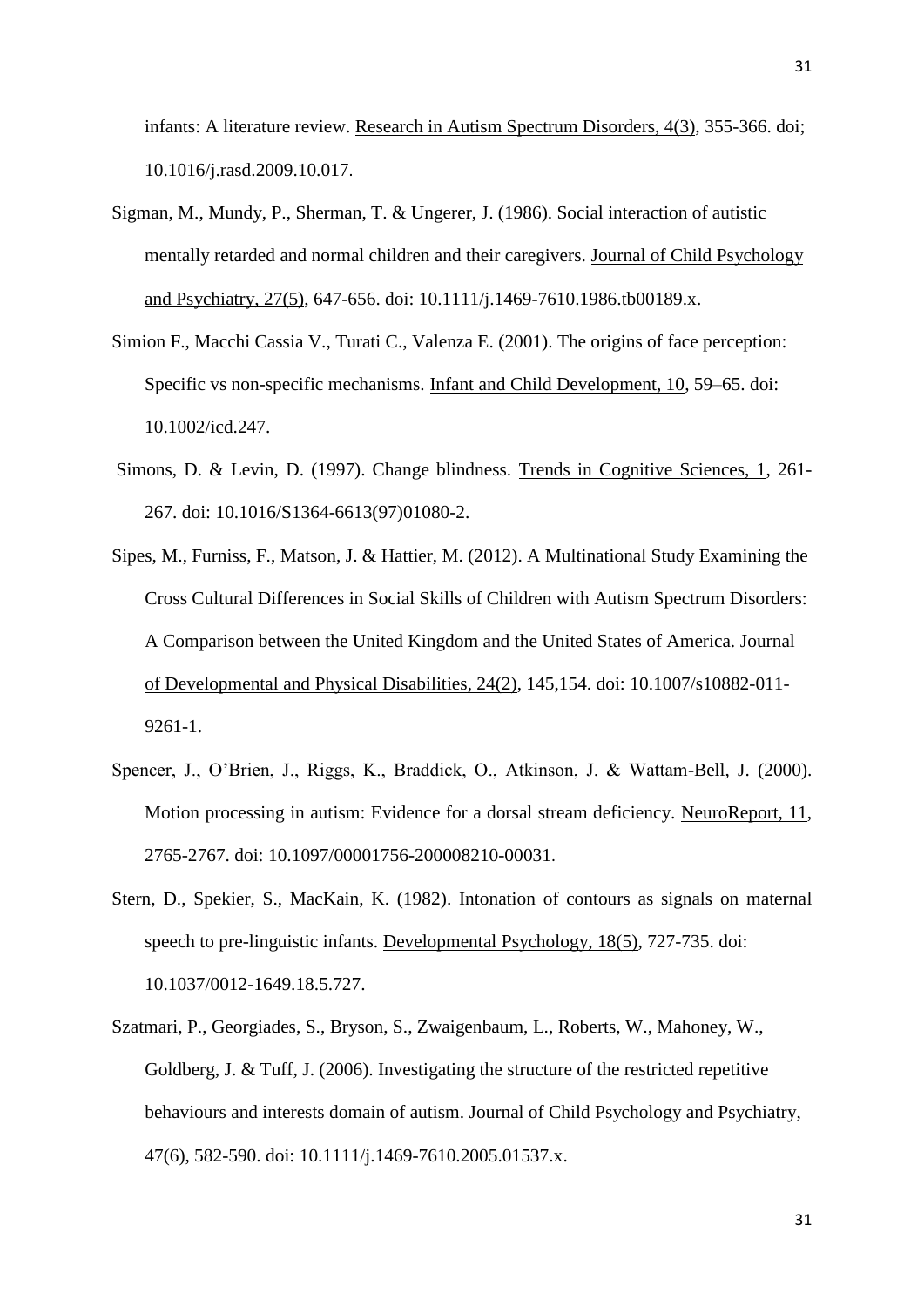infants: A literature review. Research in Autism Spectrum Disorders, 4(3), 355-366. doi; 10.1016/j.rasd.2009.10.017.

Sigman, M., Mundy, P., Sherman, T. & Ungerer, J. (1986). Social interaction of autistic mentally retarded and normal children and their caregivers. Journal of Child Psychology and Psychiatry, 27(5), 647-656. doi: 10.1111/j.1469-7610.1986.tb00189.x.

Simion F., Macchi Cassia V., Turati C., Valenza E. (2001). The origins of face perception: Specific vs non-specific mechanisms. Infant and Child Development, 10, 59–65. doi: 10.1002/icd.247.

Simons, D. & Levin, D. (1997). Change blindness. Trends in Cognitive Sciences, 1, 261-267. doi: 10.1016/S1364-6613(97)01080-2.

Sipes, M., Furniss, F., Matson, J. & Hattier, M. (2012). A Multinational Study Examining the Cross Cultural Differences in Social Skills of Children with Autism Spectrum Disorders: A Comparison between the United Kingdom and the United States of America. Journal of Developmental and Physical Disabilities, 24(2), 145,154. doi: 10.1007/s10882-011-9261-1.

Spencer, J., O'Brien, J., Riggs, K., Braddick, O., Atkinson, J. & Wattam-Bell, J. (2000). Motion processing in autism: Evidence for a dorsal stream deficiency. NeuroReport, 11, 2765-2767. doi: 10.1097/00001756-200008210-00031.

Stern, D., Spekier, S., MacKain, K. (1982). Intonation of contours as signals on maternal speech to pre-linguistic infants. Developmental Psychology, 18(5), 727-735. doi: 10.1037/0012-1649.18.5.727.

Szatmari, P., Georgiades, S., Bryson, S., Zwaigenbaum, L., Roberts, W., Mahoney, W., Goldberg, J. & Tuff, J. (2006). Investigating the structure of the restricted repetitive behaviours and interests domain of autism. Journal of Child Psychology and Psychiatry, 47(6), 582-590. doi: 10.1111/j.1469-7610.2005.01537.x.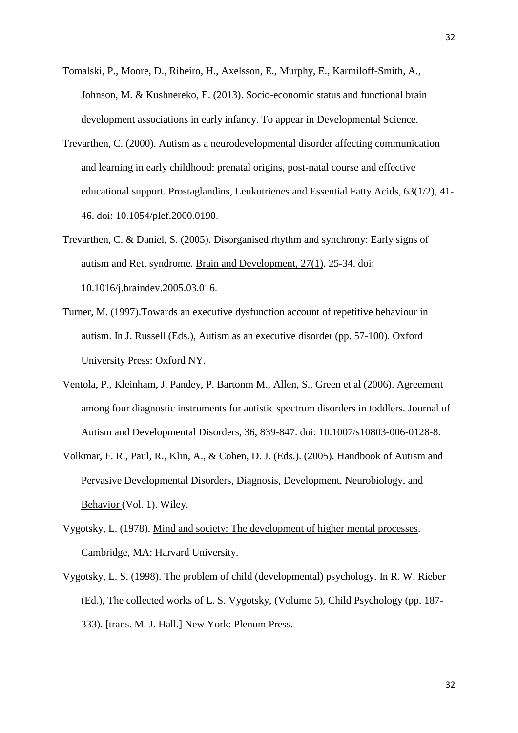Tomalski, P., Moore, D., Ribeiro, H., Axelsson, E., Murphy, E., Karmiloff-Smith, A., Johnson, M. & Kushnereko, E. (2013). Socio-economic status and functional brain development associations in early infancy. To appear in Developmental Science.

Trevarthen, C. (2000). Autism as a neurodevelopmental disorder affecting communication and learning in early childhood: prenatal origins, post-natal course and effective educational support. Prostaglandins, Leukotrienes and Essential Fatty Acids, 63(1/2), 41-46. doi: 10.1054/plef.2000.0190.

Trevarthen, C. & Daniel, S. (2005). Disorganised rhythm and synchrony: Early signs of autism and Rett syndrome. Brain and Development, 27(1). 25-34. doi: 10.1016/j.braindev.2005.03.016.

Turner, M. (1997).Towards an executive dysfunction account of repetitive behaviour in autism. In J. Russell (Eds.), Autism as an executive disorder (pp. 57-100). Oxford University Press: Oxford NY.

Ventola, P., Kleinham, J. Pandey, P. Bartonm M., Allen, S., Green et al (2006). Agreement among four diagnostic instruments for autistic spectrum disorders in toddlers. Journal of Autism and Developmental Disorders, 36, 839-847. doi: 10.1007/s10803-006-0128-8.

Volkmar, F. R., Paul, R., Klin, A., & Cohen, D. J. (Eds.). (2005). Handbook of Autism and Pervasive Developmental Disorders, Diagnosis, Development, Neurobiology, and Behavior (Vol. 1). Wiley.

Vygotsky, L. (1978). Mind and society: The development of higher mental processes. Cambridge, MA: Harvard University.

Vygotsky, L. S. (1998). The problem of child (developmental) psychology. In R. W. Rieber (Ed.), The collected works of L. S. Vygotsky, (Volume 5), Child Psychology (pp. 187-333). [trans. M. J. Hall.] New York: Plenum Press.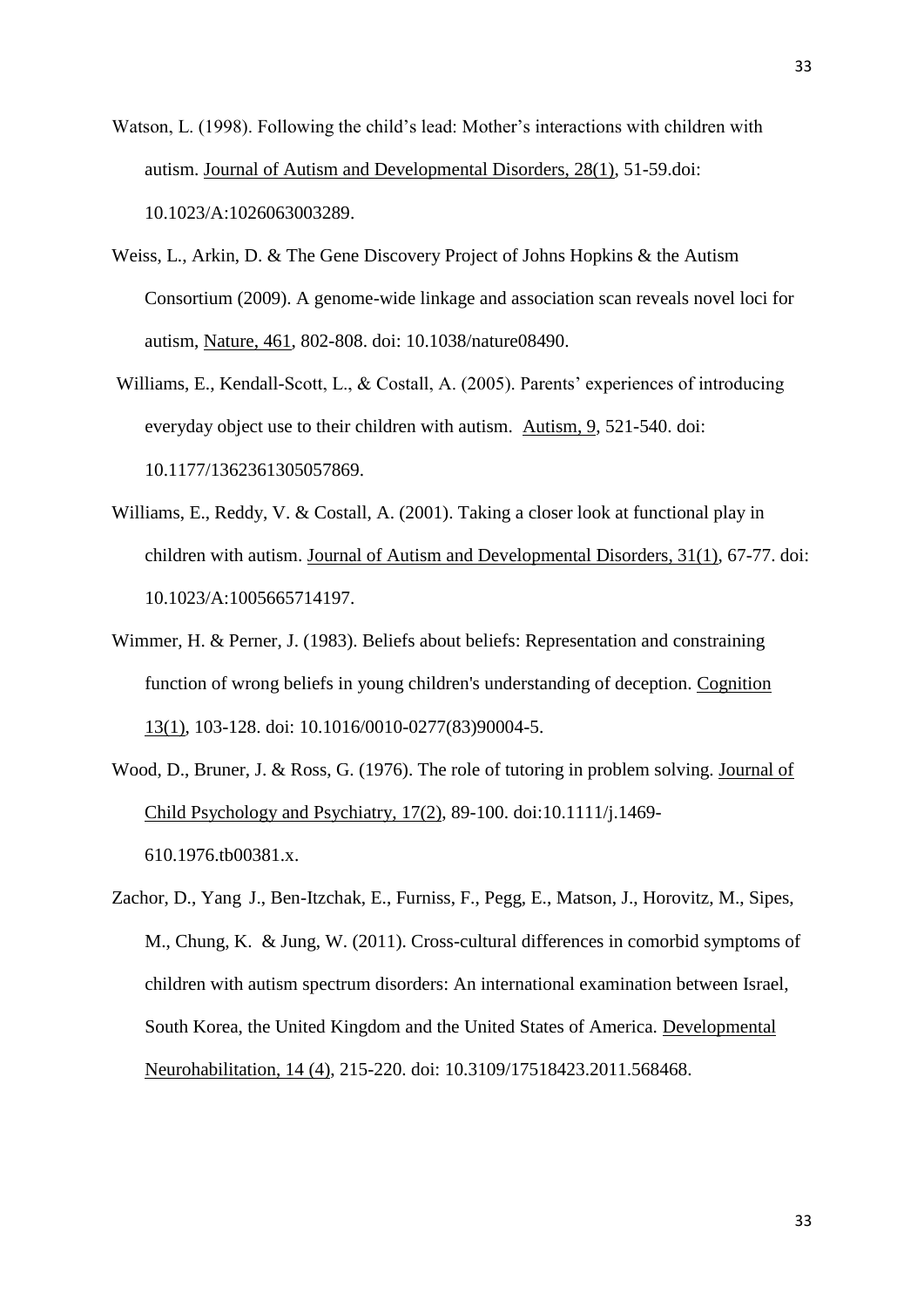Watson, L. (1998). Following the child's lead: Mother's interactions with children with autism. Journal of Autism and Developmental Disorders, 28(1), 51-59.doi: 10.1023/A:1026063003289.

Weiss, L., Arkin, D. & The Gene Discovery Project of Johns Hopkins & the Autism Consortium (2009). A genome-wide linkage and association scan reveals novel loci for autism, Nature, 461, 802-808. doi: 10.1038/nature08490.

Williams, E., Kendall-Scott, L., & Costall, A. (2005). Parents' experiences of introducing everyday object use to their children with autism. Autism, 9, 521-540. doi: 10.1177/1362361305057869.

Williams, E., Reddy, V. & Costall, A. (2001). Taking a closer look at functional play in children with autism. Journal of Autism and Developmental Disorders, 31(1), 67-77. doi: 10.1023/A:1005665714197.

Wimmer, H. & Perner, J. (1983). Beliefs about beliefs: Representation and constraining function of wrong beliefs in young children's understanding of deception. Cognition 13(1), 103-128. doi: 10.1016/0010-0277(83)90004-5.

Wood, D., Bruner, J. & Ross, G. (1976). The role of tutoring in problem solving. Journal of Child Psychology and Psychiatry, 17(2), 89-100. doi:10.1111/j.1469-610.1976.tb00381.x.

Zachor, D., Yang J., Ben-Itzchak, E., Furniss, F., Pegg, E., Matson, J., Horovitz, M., Sipes, M., Chung, K. & Jung, W. (2011). Cross-cultural differences in comorbid symptoms of children with autism spectrum disorders: An international examination between Israel, South Korea, the United Kingdom and the United States of America. Developmental Neurohabilitation, 14 (4), 215-220. doi: 10.3109/17518423.2011.568468.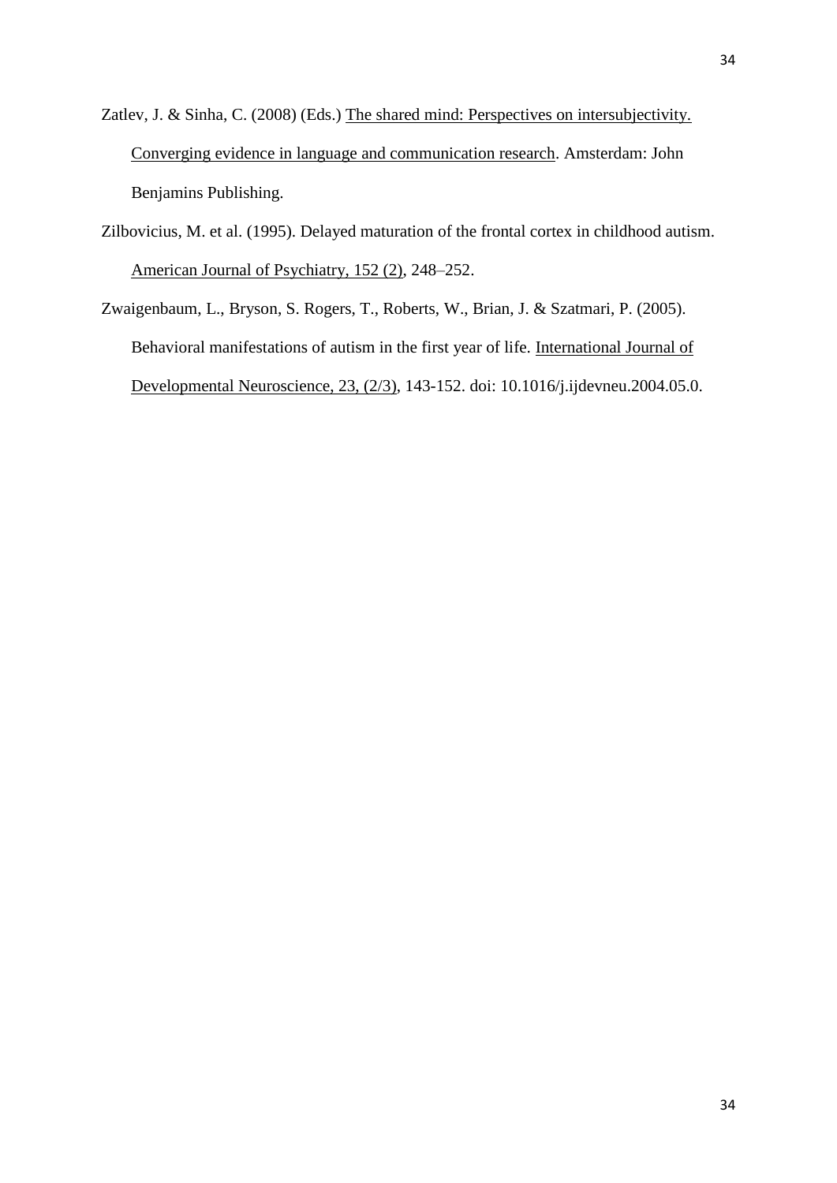Zatlev, J. & Sinha, C. (2008) (Eds.) The shared mind: Perspectives on intersubjectivity. Converging evidence in language and communication research. Amsterdam: John Benjamins Publishing.

Zilbovicius, M. et al. (1995). Delayed maturation of the frontal cortex in childhood autism. American Journal of Psychiatry, 152 (2), 248–252.

Zwaigenbaum, L., Bryson, S. Rogers, T., Roberts, W., Brian, J. & Szatmari, P. (2005). Behavioral manifestations of autism in the first year of life. International Journal of Developmental Neuroscience, 23, (2/3), 143-152. doi: 10.1016/j.ijdevneu.2004.05.0.